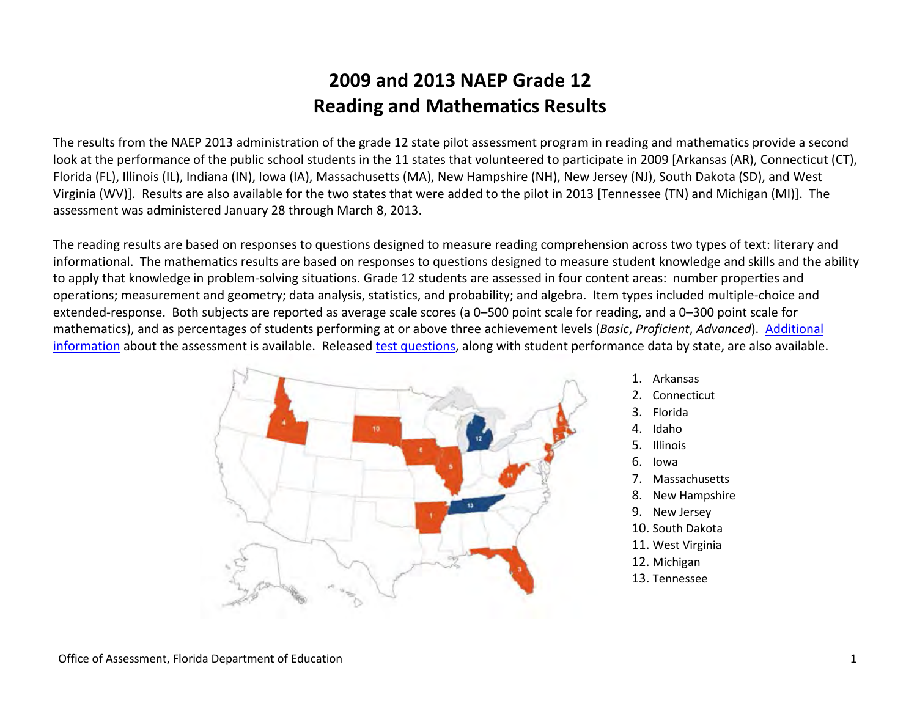# 2009 and 2013 NAEP Grade 12
# Reading and Mathematics Results

The results from the NAEP 2013 administration of the grade 12 state pilot assessment program in reading and mathematics provide a second look at the performance of the public school students in the 11 states that volunteered to participate in 2009 [Arkansas (AR), Connecticut (CT), Florida (FL), Illinois (IL), Indiana (IN), Iowa (IA), Massachusetts (MA), New Hampshire (NH), New Jersey (NJ), South Dakota (SD), and West Virginia (WV)]. Results are also available for the two states that were added to the pilot in 2013 [Tennessee (TN) and Michigan (MI)]. The assessment was administered January 28 through March 8, 2013.

The reading results are based on responses to questions designed to measure reading comprehension across two types of text: literary and informational. The mathematics results are based on responses to questions designed to measure student knowledge and skills and the ability to apply that knowledge in problem-solving situations. Grade 12 students are assessed in four content areas: number properties and operations; measurement and geometry; data analysis, statistics, and probability; and algebra. Item types included multiple-choice and extended-response. Both subjects are reported as average scale scores (a 0–500 point scale for reading, and a 0–300 point scale for mathematics), and as percentages of students performing at or above three achievement levels (*Basic*, *Proficient*, *Advanced*). Additional information about the assessment is available. Released test questions, along with student performance data by state, are also available.

1. Arkansas
2. Connecticut
3. Florida
4. Idaho
5. Illinois
6. Iowa
7. Massachusetts
8. New Hampshire
9. New Jersey
10. South Dakota
11. West Virginia
12. Michigan
13. Tennessee

Office of Assessment, Florida Department of Education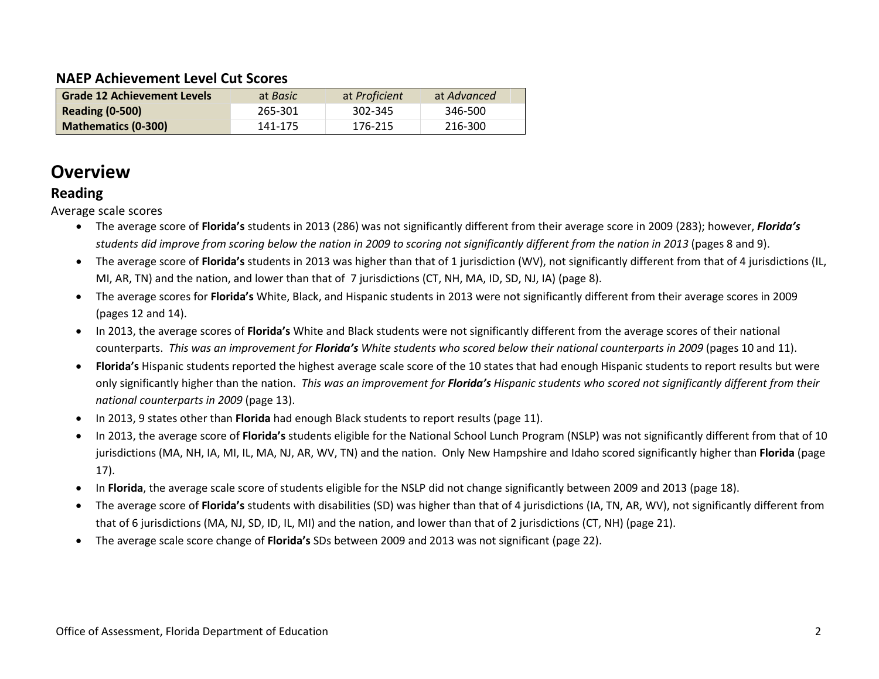### NAEP Achievement Level Cut Scores

| Grade 12 Achievement Levels | at *Basic* | at *Proficient* | at *Advanced* |
|---|---|---|---|
| **Reading (0-500)** | 265-301 | 302-345 | 346-500 |
| **Mathematics (0-300)** | 141-175 | 176-215 | 216-300 |

# Overview

## Reading

Average scale scores

- The average score of **Florida's** students in 2013 (286) was not significantly different from their average score in 2009 (283); however, ***Florida's*** *students did improve from scoring below the nation in 2009 to scoring not significantly different from the nation in 2013* (pages 8 and 9).
- The average score of **Florida's** students in 2013 was higher than that of 1 jurisdiction (WV), not significantly different from that of 4 jurisdictions (IL, MI, AR, TN) and the nation, and lower than that of 7 jurisdictions (CT, NH, MA, ID, SD, NJ, IA) (page 8).
- The average scores for **Florida's** White, Black, and Hispanic students in 2013 were not significantly different from their average scores in 2009 (pages 12 and 14).
- In 2013, the average scores of **Florida's** White and Black students were not significantly different from the average scores of their national counterparts. *This was an improvement for* ***Florida's*** *White students who scored below their national counterparts in 2009* (pages 10 and 11).
- **Florida's** Hispanic students reported the highest average scale score of the 10 states that had enough Hispanic students to report results but were only significantly higher than the nation. *This was an improvement for* ***Florida's*** *Hispanic students who scored not significantly different from their national counterparts in 2009* (page 13).
- In 2013, 9 states other than **Florida** had enough Black students to report results (page 11).
- In 2013, the average score of **Florida's** students eligible for the National School Lunch Program (NSLP) was not significantly different from that of 10 jurisdictions (MA, NH, IA, MI, IL, MA, NJ, AR, WV, TN) and the nation. Only New Hampshire and Idaho scored significantly higher than **Florida** (page 17).
- In **Florida**, the average scale score of students eligible for the NSLP did not change significantly between 2009 and 2013 (page 18).
- The average score of **Florida's** students with disabilities (SD) was higher than that of 4 jurisdictions (IA, TN, AR, WV), not significantly different from that of 6 jurisdictions (MA, NJ, SD, ID, IL, MI) and the nation, and lower than that of 2 jurisdictions (CT, NH) (page 21).
- The average scale score change of **Florida's** SDs between 2009 and 2013 was not significant (page 22).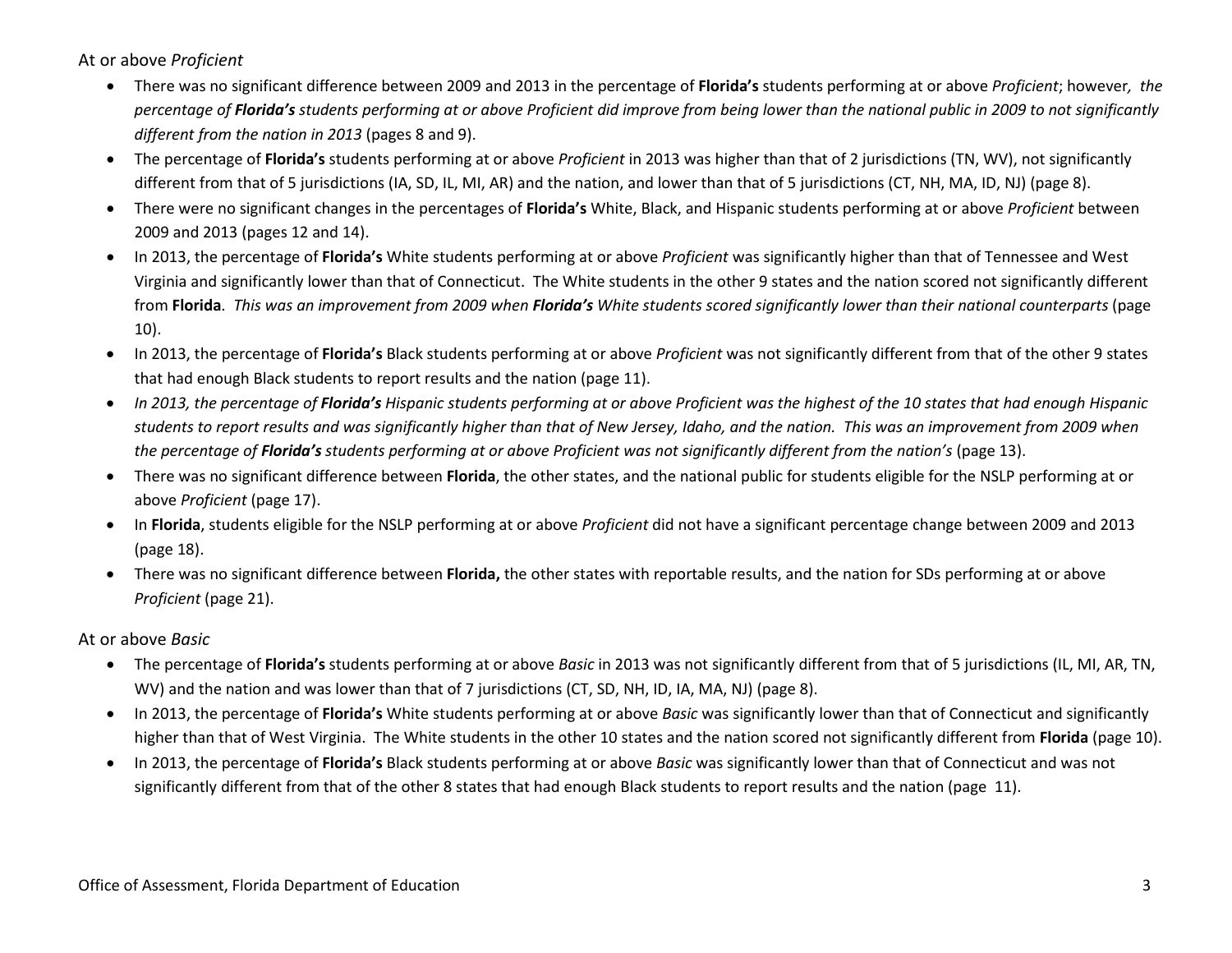At or above *Proficient*

- There was no significant difference between 2009 and 2013 in the percentage of **Florida's** students performing at or above *Proficient*; however, *the percentage of **Florida's** students performing at or above Proficient did improve from being lower than the national public in 2009 to not significantly different from the nation in 2013* (pages 8 and 9).
- The percentage of **Florida's** students performing at or above *Proficient* in 2013 was higher than that of 2 jurisdictions (TN, WV), not significantly different from that of 5 jurisdictions (IA, SD, IL, MI, AR) and the nation, and lower than that of 5 jurisdictions (CT, NH, MA, ID, NJ) (page 8).
- There were no significant changes in the percentages of **Florida's** White, Black, and Hispanic students performing at or above *Proficient* between 2009 and 2013 (pages 12 and 14).
- In 2013, the percentage of **Florida's** White students performing at or above *Proficient* was significantly higher than that of Tennessee and West Virginia and significantly lower than that of Connecticut. The White students in the other 9 states and the nation scored not significantly different from **Florida**. *This was an improvement from 2009 when **Florida's** White students scored significantly lower than their national counterparts* (page 10).
- In 2013, the percentage of **Florida's** Black students performing at or above *Proficient* was not significantly different from that of the other 9 states that had enough Black students to report results and the nation (page 11).
- *In 2013, the percentage of **Florida's** Hispanic students performing at or above Proficient was the highest of the 10 states that had enough Hispanic students to report results and was significantly higher than that of New Jersey, Idaho, and the nation. This was an improvement from 2009 when the percentage of **Florida's** students performing at or above Proficient was not significantly different from the nation's* (page 13).
- There was no significant difference between **Florida**, the other states, and the national public for students eligible for the NSLP performing at or above *Proficient* (page 17).
- In **Florida**, students eligible for the NSLP performing at or above *Proficient* did not have a significant percentage change between 2009 and 2013 (page 18).
- There was no significant difference between **Florida,** the other states with reportable results, and the nation for SDs performing at or above *Proficient* (page 21).

At or above *Basic*

- The percentage of **Florida's** students performing at or above *Basic* in 2013 was not significantly different from that of 5 jurisdictions (IL, MI, AR, TN, WV) and the nation and was lower than that of 7 jurisdictions (CT, SD, NH, ID, IA, MA, NJ) (page 8).
- In 2013, the percentage of **Florida's** White students performing at or above *Basic* was significantly lower than that of Connecticut and significantly higher than that of West Virginia. The White students in the other 10 states and the nation scored not significantly different from **Florida** (page 10).
- In 2013, the percentage of **Florida's** Black students performing at or above *Basic* was significantly lower than that of Connecticut and was not significantly different from that of the other 8 states that had enough Black students to report results and the nation (page 11).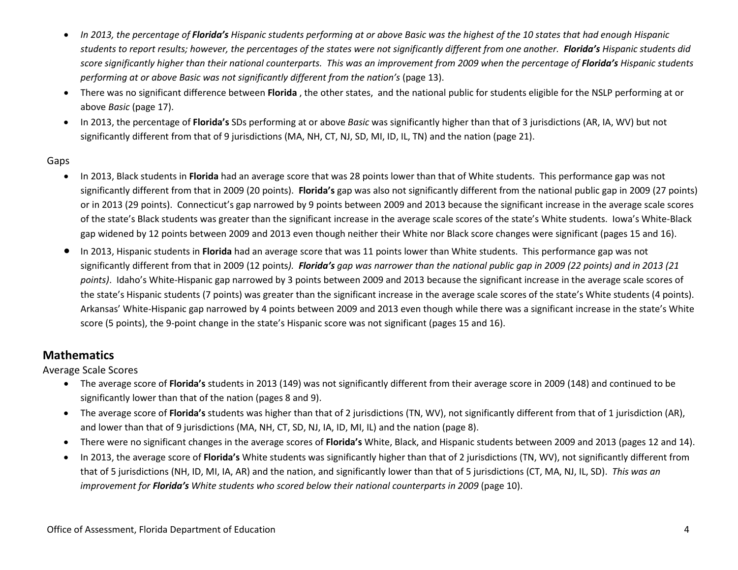- *In 2013, the percentage of* ***Florida's*** *Hispanic students performing at or above Basic was the highest of the 10 states that had enough Hispanic students to report results; however, the percentages of the states were not significantly different from one another.* ***Florida's*** *Hispanic students did score significantly higher than their national counterparts. This was an improvement from 2009 when the percentage of* ***Florida's*** *Hispanic students performing at or above Basic was not significantly different from the nation's* (page 13).
- There was no significant difference between **Florida** , the other states, and the national public for students eligible for the NSLP performing at or above *Basic* (page 17).
- In 2013, the percentage of **Florida's** SDs performing at or above *Basic* was significantly higher than that of 3 jurisdictions (AR, IA, WV) but not significantly different from that of 9 jurisdictions (MA, NH, CT, NJ, SD, MI, ID, IL, TN) and the nation (page 21).

Gaps

- In 2013, Black students in **Florida** had an average score that was 28 points lower than that of White students. This performance gap was not significantly different from that in 2009 (20 points). **Florida's** gap was also not significantly different from the national public gap in 2009 (27 points) or in 2013 (29 points). Connecticut's gap narrowed by 9 points between 2009 and 2013 because the significant increase in the average scale scores of the state's Black students was greater than the significant increase in the average scale scores of the state's White students. Iowa's White-Black gap widened by 12 points between 2009 and 2013 even though neither their White nor Black score changes were significant (pages 15 and 16).
- In 2013, Hispanic students in **Florida** had an average score that was 11 points lower than White students. This performance gap was not significantly different from that in 2009 (12 points*).* ***Florida's*** *gap was narrower than the national public gap in 2009 (22 points) and in 2013 (21 points)*. Idaho's White-Hispanic gap narrowed by 3 points between 2009 and 2013 because the significant increase in the average scale scores of the state's Hispanic students (7 points) was greater than the significant increase in the average scale scores of the state's White students (4 points). Arkansas' White-Hispanic gap narrowed by 4 points between 2009 and 2013 even though while there was a significant increase in the state's White score (5 points), the 9-point change in the state's Hispanic score was not significant (pages 15 and 16).

## Mathematics

Average Scale Scores

- The average score of **Florida's** students in 2013 (149) was not significantly different from their average score in 2009 (148) and continued to be significantly lower than that of the nation (pages 8 and 9).
- The average score of **Florida's** students was higher than that of 2 jurisdictions (TN, WV), not significantly different from that of 1 jurisdiction (AR), and lower than that of 9 jurisdictions (MA, NH, CT, SD, NJ, IA, ID, MI, IL) and the nation (page 8).
- There were no significant changes in the average scores of **Florida's** White, Black, and Hispanic students between 2009 and 2013 (pages 12 and 14).
- In 2013, the average score of **Florida's** White students was significantly higher than that of 2 jurisdictions (TN, WV), not significantly different from that of 5 jurisdictions (NH, ID, MI, IA, AR) and the nation, and significantly lower than that of 5 jurisdictions (CT, MA, NJ, IL, SD). *This was an improvement for* ***Florida's*** *White students who scored below their national counterparts in 2009* (page 10).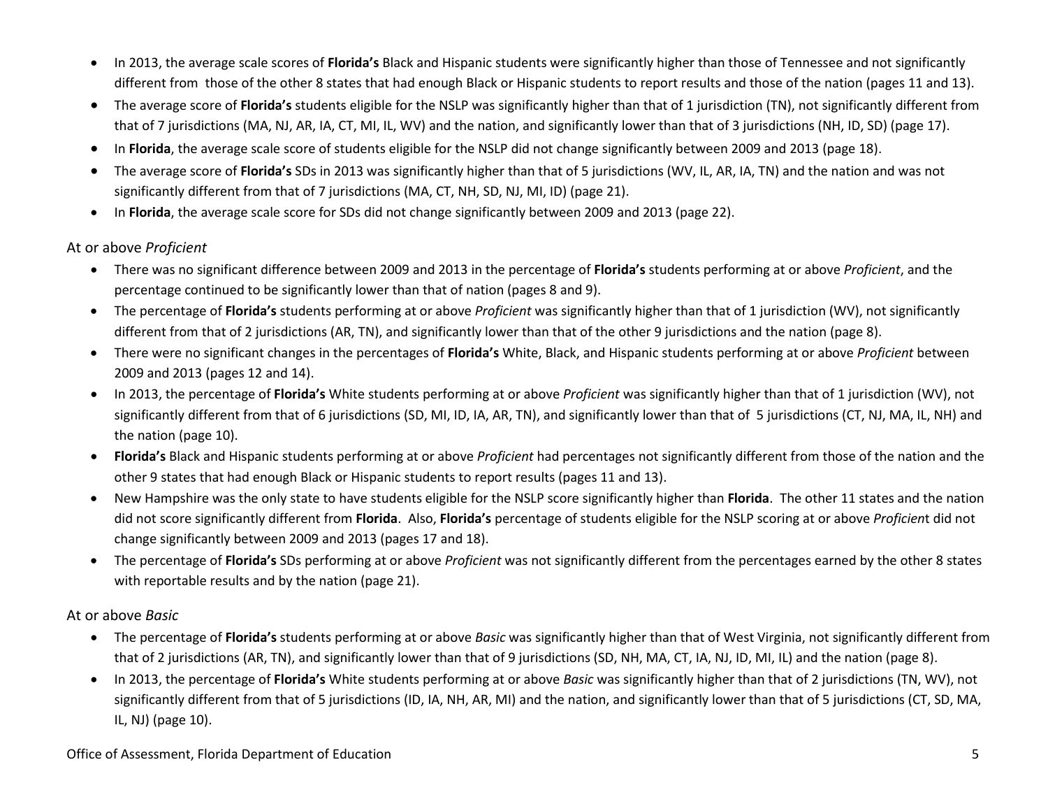- In 2013, the average scale scores of **Florida's** Black and Hispanic students were significantly higher than those of Tennessee and not significantly different from those of the other 8 states that had enough Black or Hispanic students to report results and those of the nation (pages 11 and 13).
- The average score of **Florida's** students eligible for the NSLP was significantly higher than that of 1 jurisdiction (TN), not significantly different from that of 7 jurisdictions (MA, NJ, AR, IA, CT, MI, IL, WV) and the nation, and significantly lower than that of 3 jurisdictions (NH, ID, SD) (page 17).
- In **Florida**, the average scale score of students eligible for the NSLP did not change significantly between 2009 and 2013 (page 18).
- The average score of **Florida's** SDs in 2013 was significantly higher than that of 5 jurisdictions (WV, IL, AR, IA, TN) and the nation and was not significantly different from that of 7 jurisdictions (MA, CT, NH, SD, NJ, MI, ID) (page 21).
- In **Florida**, the average scale score for SDs did not change significantly between 2009 and 2013 (page 22).

### At or above *Proficient*

- There was no significant difference between 2009 and 2013 in the percentage of **Florida's** students performing at or above *Proficient*, and the percentage continued to be significantly lower than that of nation (pages 8 and 9).
- The percentage of **Florida's** students performing at or above *Proficient* was significantly higher than that of 1 jurisdiction (WV), not significantly different from that of 2 jurisdictions (AR, TN), and significantly lower than that of the other 9 jurisdictions and the nation (page 8).
- There were no significant changes in the percentages of **Florida's** White, Black, and Hispanic students performing at or above *Proficient* between 2009 and 2013 (pages 12 and 14).
- In 2013, the percentage of **Florida's** White students performing at or above *Proficient* was significantly higher than that of 1 jurisdiction (WV), not significantly different from that of 6 jurisdictions (SD, MI, ID, IA, AR, TN), and significantly lower than that of 5 jurisdictions (CT, NJ, MA, IL, NH) and the nation (page 10).
- **Florida's** Black and Hispanic students performing at or above *Proficient* had percentages not significantly different from those of the nation and the other 9 states that had enough Black or Hispanic students to report results (pages 11 and 13).
- New Hampshire was the only state to have students eligible for the NSLP score significantly higher than **Florida**. The other 11 states and the nation did not score significantly different from **Florida**. Also, **Florida's** percentage of students eligible for the NSLP scoring at or above *Proficient* did not change significantly between 2009 and 2013 (pages 17 and 18).
- The percentage of **Florida's** SDs performing at or above *Proficient* was not significantly different from the percentages earned by the other 8 states with reportable results and by the nation (page 21).

### At or above *Basic*

- The percentage of **Florida's** students performing at or above *Basic* was significantly higher than that of West Virginia, not significantly different from that of 2 jurisdictions (AR, TN), and significantly lower than that of 9 jurisdictions (SD, NH, MA, CT, IA, NJ, ID, MI, IL) and the nation (page 8).
- In 2013, the percentage of **Florida's** White students performing at or above *Basic* was significantly higher than that of 2 jurisdictions (TN, WV), not significantly different from that of 5 jurisdictions (ID, IA, NH, AR, MI) and the nation, and significantly lower than that of 5 jurisdictions (CT, SD, MA, IL, NJ) (page 10).

Office of Assessment, Florida Department of Education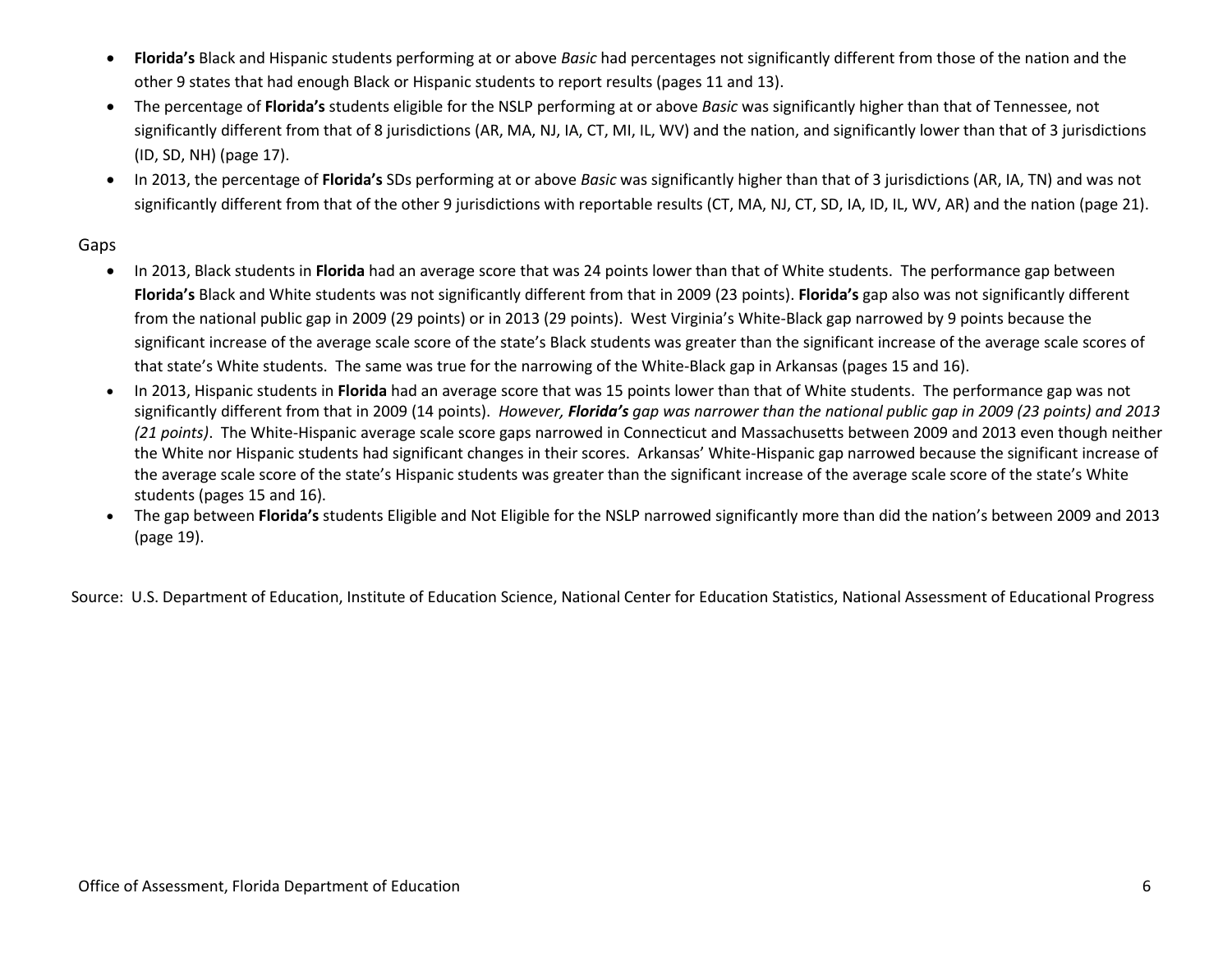- **Florida's** Black and Hispanic students performing at or above *Basic* had percentages not significantly different from those of the nation and the other 9 states that had enough Black or Hispanic students to report results (pages 11 and 13).
- The percentage of **Florida's** students eligible for the NSLP performing at or above *Basic* was significantly higher than that of Tennessee, not significantly different from that of 8 jurisdictions (AR, MA, NJ, IA, CT, MI, IL, WV) and the nation, and significantly lower than that of 3 jurisdictions (ID, SD, NH) (page 17).
- In 2013, the percentage of **Florida's** SDs performing at or above *Basic* was significantly higher than that of 3 jurisdictions (AR, IA, TN) and was not significantly different from that of the other 9 jurisdictions with reportable results (CT, MA, NJ, CT, SD, IA, ID, IL, WV, AR) and the nation (page 21).

Gaps

- In 2013, Black students in **Florida** had an average score that was 24 points lower than that of White students. The performance gap between **Florida's** Black and White students was not significantly different from that in 2009 (23 points). **Florida's** gap also was not significantly different from the national public gap in 2009 (29 points) or in 2013 (29 points). West Virginia's White-Black gap narrowed by 9 points because the significant increase of the average scale score of the state's Black students was greater than the significant increase of the average scale scores of that state's White students. The same was true for the narrowing of the White-Black gap in Arkansas (pages 15 and 16).
- In 2013, Hispanic students in **Florida** had an average score that was 15 points lower than that of White students. The performance gap was not significantly different from that in 2009 (14 points). *However, **Florida's** gap was narrower than the national public gap in 2009 (23 points) and 2013 (21 points)*. The White-Hispanic average scale score gaps narrowed in Connecticut and Massachusetts between 2009 and 2013 even though neither the White nor Hispanic students had significant changes in their scores. Arkansas' White-Hispanic gap narrowed because the significant increase of the average scale score of the state's Hispanic students was greater than the significant increase of the average scale score of the state's White students (pages 15 and 16).
- The gap between **Florida's** students Eligible and Not Eligible for the NSLP narrowed significantly more than did the nation's between 2009 and 2013 (page 19).

Source: U.S. Department of Education, Institute of Education Science, National Center for Education Statistics, National Assessment of Educational Progress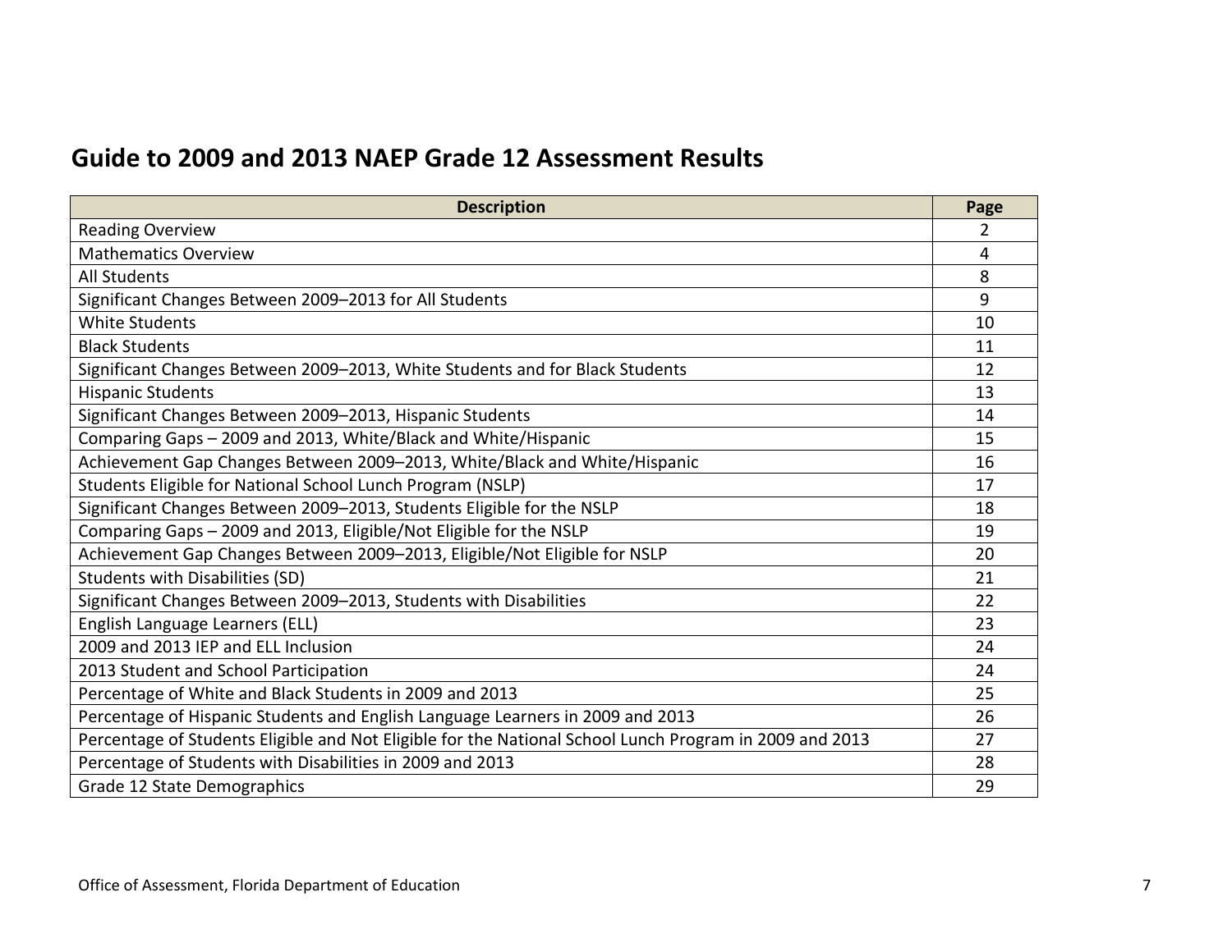## Guide to 2009 and 2013 NAEP Grade 12 Assessment Results

| Description | Page |
|---|---|
| Reading Overview | 2 |
| Mathematics Overview | 4 |
| All Students | 8 |
| Significant Changes Between 2009–2013 for All Students | 9 |
| White Students | 10 |
| Black Students | 11 |
| Significant Changes Between 2009–2013, White Students and for Black Students | 12 |
| Hispanic Students | 13 |
| Significant Changes Between 2009–2013, Hispanic Students | 14 |
| Comparing Gaps – 2009 and 2013, White/Black and White/Hispanic | 15 |
| Achievement Gap Changes Between 2009–2013, White/Black and White/Hispanic | 16 |
| Students Eligible for National School Lunch Program (NSLP) | 17 |
| Significant Changes Between 2009–2013, Students Eligible for the NSLP | 18 |
| Comparing Gaps – 2009 and 2013, Eligible/Not Eligible for the NSLP | 19 |
| Achievement Gap Changes Between 2009–2013, Eligible/Not Eligible for NSLP | 20 |
| Students with Disabilities (SD) | 21 |
| Significant Changes Between 2009–2013, Students with Disabilities | 22 |
| English Language Learners (ELL) | 23 |
| 2009 and 2013 IEP and ELL Inclusion | 24 |
| 2013 Student and School Participation | 24 |
| Percentage of White and Black Students in 2009 and 2013 | 25 |
| Percentage of Hispanic Students and English Language Learners in 2009 and 2013 | 26 |
| Percentage of Students Eligible and Not Eligible for the National School Lunch Program in 2009 and 2013 | 27 |
| Percentage of Students with Disabilities in 2009 and 2013 | 28 |
| Grade 12 State Demographics | 29 |

Office of Assessment, Florida Department of Education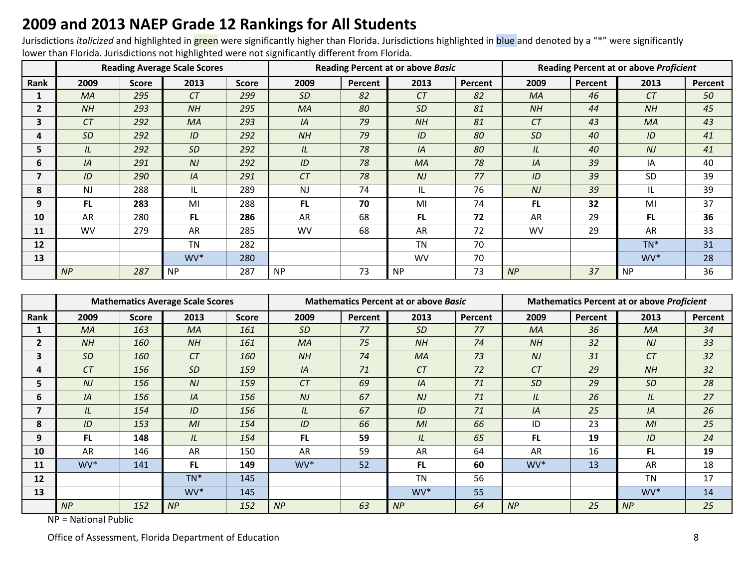# 2009 and 2013 NAEP Grade 12 Rankings for All Students

Jurisdictions *italicized* and highlighted in green were significantly higher than Florida. Jurisdictions highlighted in blue and denoted by a "*" were significantly lower than Florida. Jurisdictions not highlighted were not significantly different from Florida.

| | Reading Average Scale Scores | | | | Reading Percent at or above *Basic* | | | | Reading Percent at or above *Proficient* | | | |
|---|---|---|---|---|---|---|---|---|---|---|---|---|
| **Rank** | **2009** | **Score** | **2013** | **Score** | **2009** | **Percent** | **2013** | **Percent** | **2009** | **Percent** | **2013** | **Percent** |
| **1** | *MA* | *295* | *CT* | *299* | *SD* | *82* | *CT* | *82* | *MA* | *46* | *CT* | *50* |
| **2** | *NH* | *293* | *NH* | *295* | *MA* | *80* | *SD* | *81* | *NH* | *44* | *NH* | *45* |
| **3** | *CT* | *292* | *MA* | *293* | *IA* | *79* | *NH* | *81* | *CT* | *43* | *MA* | *43* |
| **4** | *SD* | *292* | *ID* | *292* | *NH* | *79* | *ID* | *80* | *SD* | *40* | *ID* | *41* |
| **5** | *IL* | *292* | *SD* | *292* | *IL* | *78* | *IA* | *80* | *IL* | *40* | *NJ* | *41* |
| **6** | *IA* | *291* | *NJ* | *292* | *ID* | *78* | *MA* | *78* | *IA* | *39* | IA | 40 |
| **7** | *ID* | *290* | *IA* | *291* | *CT* | *78* | *NJ* | *77* | *ID* | *39* | SD | 39 |
| **8** | NJ | 288 | IL | 289 | NJ | 74 | IL | 76 | *NJ* | *39* | IL | 39 |
| **9** | **FL** | **283** | MI | 288 | **FL** | **70** | MI | 74 | **FL** | **32** | MI | 37 |
| **10** | AR | 280 | **FL** | **286** | AR | 68 | **FL** | **72** | AR | 29 | **FL** | **36** |
| **11** | WV | 279 | AR | 285 | WV | 68 | AR | 72 | WV | 29 | AR | 33 |
| **12** | | | TN | 282 | | | TN | 70 | | | TN* | 31 |
| **13** | | | WV* | 280 | | | WV | 70 | | | WV* | 28 |
| | *NP* | *287* | NP | 287 | NP | 73 | NP | 73 | *NP* | *37* | NP | 36 |

| | Mathematics Average Scale Scores | | | | Mathematics Percent at or above *Basic* | | | | Mathematics Percent at or above *Proficient* | | | |
|---|---|---|---|---|---|---|---|---|---|---|---|---|
| **Rank** | **2009** | **Score** | **2013** | **Score** | **2009** | **Percent** | **2013** | **Percent** | **2009** | **Percent** | **2013** | **Percent** |
| **1** | *MA* | *163* | *MA* | *161* | *SD* | *77* | *SD* | *77* | *MA* | *36* | *MA* | *34* |
| **2** | *NH* | *160* | *NH* | *161* | *MA* | *75* | *NH* | *74* | *NH* | *32* | *NJ* | *33* |
| **3** | *SD* | *160* | *CT* | *160* | *NH* | *74* | *MA* | *73* | *NJ* | *31* | *CT* | *32* |
| **4** | *CT* | *156* | *SD* | *159* | *IA* | *71* | *CT* | *72* | *CT* | *29* | *NH* | *32* |
| **5** | *NJ* | *156* | *NJ* | *159* | *CT* | *69* | *IA* | *71* | *SD* | *29* | *SD* | *28* |
| **6** | *IA* | *156* | *IA* | *156* | *NJ* | *67* | *NJ* | *71* | *IL* | *26* | *IL* | *27* |
| **7** | *IL* | *154* | *ID* | *156* | *IL* | *67* | *ID* | *71* | *IA* | *25* | *IA* | *26* |
| **8** | *ID* | *153* | *MI* | *154* | *ID* | *66* | *MI* | *66* | ID | 23 | *MI* | *25* |
| **9** | **FL** | **148** | *IL* | *154* | **FL** | **59** | *IL* | *65* | **FL** | **19** | *ID* | *24* |
| **10** | AR | 146 | AR | 150 | AR | 59 | AR | 64 | AR | 16 | **FL** | **19** |
| **11** | WV* | 141 | **FL** | **149** | WV* | 52 | **FL** | **60** | WV* | 13 | AR | 18 |
| **12** | | | TN* | 145 | | | TN | 56 | | | TN | 17 |
| **13** | | | WV* | 145 | | | WV* | 55 | | | WV* | 14 |
| | *NP* | *152* | *NP* | *152* | *NP* | *63* | *NP* | *64* | *NP* | *25* | *NP* | *25* |

NP = National Public

Office of Assessment, Florida Department of Education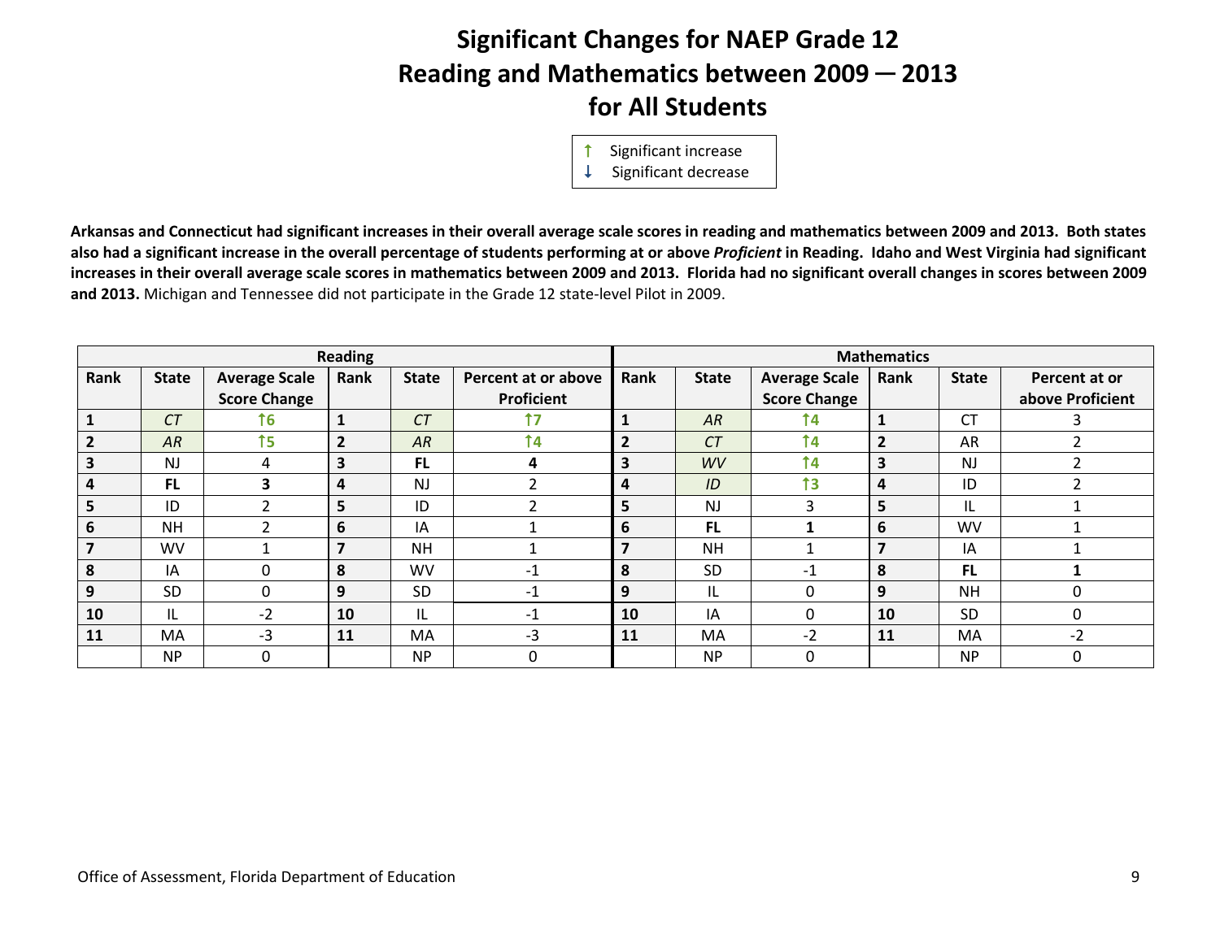# Significant Changes for NAEP Grade 12 Reading and Mathematics between 2009 — 2013 for All Students

↑ Significant increase
↓ Significant decrease

**Arkansas and Connecticut had significant increases in their overall average scale scores in reading and mathematics between 2009 and 2013. Both states also had a significant increase in the overall percentage of students performing at or above *Proficient* in Reading. Idaho and West Virginia had significant increases in their overall average scale scores in mathematics between 2009 and 2013. Florida had no significant overall changes in scores between 2009 and 2013.** Michigan and Tennessee did not participate in the Grade 12 state-level Pilot in 2009.

| Reading | | | | | | Mathematics | | | | | |
|---|---|---|---|---|---|---|---|---|---|---|---|
| **Rank** | **State** | **Average Scale Score Change** | **Rank** | **State** | **Percent at or above Proficient** | **Rank** | **State** | **Average Scale Score Change** | **Rank** | **State** | **Percent at or above Proficient** |
| **1** | *CT* | ↑6 | **1** | *CT* | ↑7 | **1** | *AR* | ↑4 | **1** | CT | 3 |
| **2** | *AR* | ↑5 | **2** | *AR* | ↑4 | **2** | *CT* | ↑4 | **2** | AR | 2 |
| **3** | NJ | 4 | **3** | **FL** | **4** | **3** | *WV* | ↑4 | **3** | NJ | 2 |
| **4** | **FL** | **3** | **4** | NJ | 2 | **4** | *ID* | ↑3 | **4** | ID | 2 |
| **5** | ID | 2 | **5** | ID | 2 | **5** | NJ | 3 | **5** | IL | 1 |
| **6** | NH | 2 | **6** | IA | 1 | **6** | **FL** | **1** | **6** | WV | 1 |
| **7** | WV | 1 | **7** | NH | 1 | **7** | NH | 1 | **7** | IA | 1 |
| **8** | IA | 0 | **8** | WV | -1 | **8** | SD | -1 | **8** | **FL** | **1** |
| **9** | SD | 0 | **9** | SD | -1 | **9** | IL | 0 | **9** | NH | 0 |
| **10** | IL | -2 | **10** | IL | -1 | **10** | IA | 0 | **10** | SD | 0 |
| **11** | MA | -3 | **11** | MA | -3 | **11** | MA | -2 | **11** | MA | -2 |
| | NP | 0 | | NP | 0 | | NP | 0 | | NP | 0 |

Office of Assessment, Florida Department of Education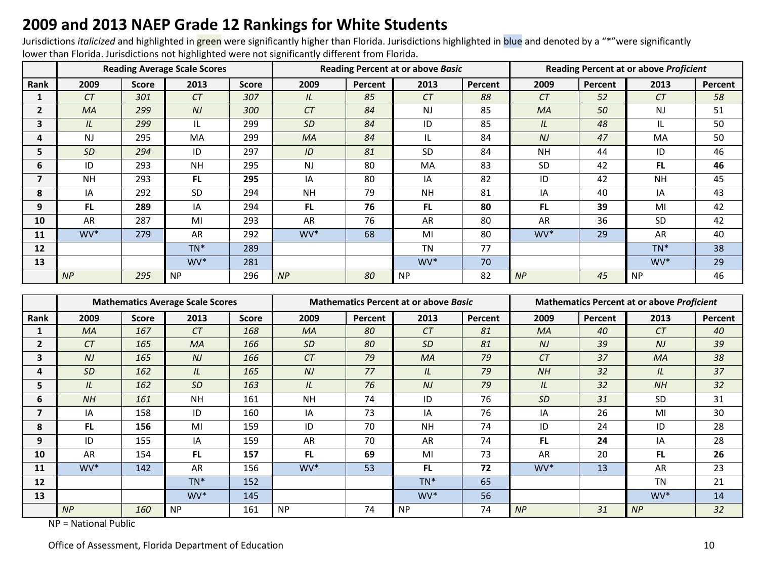# 2009 and 2013 NAEP Grade 12 Rankings for White Students

Jurisdictions *italicized* and highlighted in green were significantly higher than Florida. Jurisdictions highlighted in blue and denoted by a "*"were significantly lower than Florida. Jurisdictions not highlighted were not significantly different from Florida.

| | Reading Average Scale Scores | | | | Reading Percent at or above *Basic* | | | | Reading Percent at or above *Proficient* | | | |
|---|---|---|---|---|---|---|---|---|---|---|---|---|
| **Rank** | **2009** | **Score** | **2013** | **Score** | **2009** | **Percent** | **2013** | **Percent** | **2009** | **Percent** | **2013** | **Percent** |
| **1** | *CT* | *301* | *CT* | *307* | *IL* | *85* | *CT* | *88* | *CT* | *52* | *CT* | *58* |
| **2** | *MA* | *299* | *NJ* | *300* | *CT* | *84* | NJ | 85 | *MA* | *50* | NJ | 51 |
| **3** | *IL* | *299* | IL | 299 | *SD* | *84* | ID | 85 | *IL* | *48* | IL | 50 |
| **4** | NJ | 295 | MA | 299 | *MA* | *84* | IL | 84 | *NJ* | *47* | MA | 50 |
| **5** | *SD* | *294* | ID | 297 | *ID* | *81* | SD | 84 | NH | 44 | ID | 46 |
| **6** | ID | 293 | NH | 295 | NJ | 80 | MA | 83 | SD | 42 | **FL** | **46** |
| **7** | NH | 293 | **FL** | **295** | IA | 80 | IA | 82 | ID | 42 | NH | 45 |
| **8** | IA | 292 | SD | 294 | NH | 79 | NH | 81 | IA | 40 | IA | 43 |
| **9** | **FL** | **289** | IA | 294 | **FL** | **76** | **FL** | **80** | **FL** | **39** | MI | 42 |
| **10** | AR | 287 | MI | 293 | AR | 76 | AR | 80 | AR | 36 | SD | 42 |
| **11** | WV* | 279 | AR | 292 | WV* | 68 | MI | 80 | WV* | 29 | AR | 40 |
| **12** | | | TN* | 289 | | | TN | 77 | | | TN* | 38 |
| **13** | | | WV* | 281 | | | WV* | 70 | | | WV* | 29 |
| | *NP* | *295* | NP | 296 | *NP* | *80* | NP | 82 | *NP* | *45* | NP | 46 |

| | Mathematics Average Scale Scores | | | | Mathematics Percent at or above *Basic* | | | | Mathematics Percent at or above *Proficient* | | | |
|---|---|---|---|---|---|---|---|---|---|---|---|---|
| **Rank** | **2009** | **Score** | **2013** | **Score** | **2009** | **Percent** | **2013** | **Percent** | **2009** | **Percent** | **2013** | **Percent** |
| **1** | *MA* | *167* | *CT* | *168* | *MA* | *80* | *CT* | *81* | *MA* | *40* | *CT* | *40* |
| **2** | *CT* | *165* | *MA* | *166* | *SD* | *80* | *SD* | *81* | *NJ* | *39* | *NJ* | *39* |
| **3** | *NJ* | *165* | *NJ* | *166* | *CT* | *79* | *MA* | *79* | *CT* | *37* | *MA* | *38* |
| **4** | *SD* | *162* | *IL* | *165* | *NJ* | *77* | *IL* | *79* | *NH* | *32* | *IL* | *37* |
| **5** | *IL* | *162* | *SD* | *163* | *IL* | *76* | *NJ* | *79* | *IL* | *32* | *NH* | *32* |
| **6** | *NH* | *161* | NH | 161 | NH | 74 | ID | 76 | *SD* | *31* | SD | 31 |
| **7** | IA | 158 | ID | 160 | IA | 73 | IA | 76 | IA | 26 | MI | 30 |
| **8** | **FL** | **156** | MI | 159 | ID | 70 | NH | 74 | ID | 24 | ID | 28 |
| **9** | ID | 155 | IA | 159 | AR | 70 | AR | 74 | **FL** | **24** | IA | 28 |
| **10** | AR | 154 | **FL** | **157** | **FL** | **69** | MI | 73 | AR | 20 | **FL** | **26** |
| **11** | WV* | 142 | AR | 156 | WV* | 53 | **FL** | **72** | WV* | 13 | AR | 23 |
| **12** | | | TN* | 152 | | | TN* | 65 | | | TN | 21 |
| **13** | | | WV* | 145 | | | WV* | 56 | | | WV* | 14 |
| | *NP* | *160* | NP | 161 | NP | 74 | NP | 74 | *NP* | *31* | *NP* | *32* |

NP = National Public

Office of Assessment, Florida Department of Education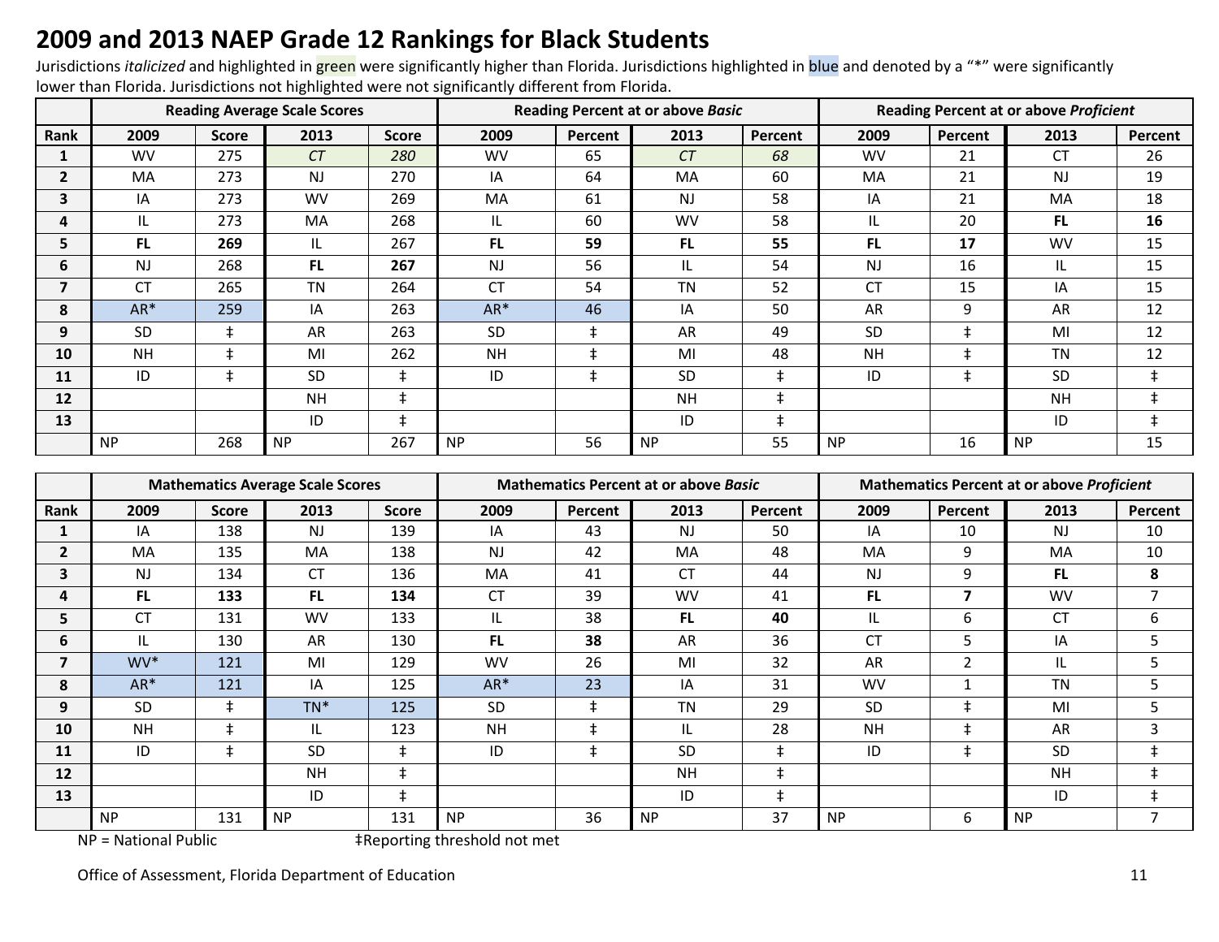# 2009 and 2013 NAEP Grade 12 Rankings for Black Students

Jurisdictions *italicized* and highlighted in green were significantly higher than Florida. Jurisdictions highlighted in blue and denoted by a "*" were significantly lower than Florida. Jurisdictions not highlighted were not significantly different from Florida.

| | Reading Average Scale Scores | | | | Reading Percent at or above *Basic* | | | | Reading Percent at or above *Proficient* | | | |
|---|---|---|---|---|---|---|---|---|---|---|---|---|
| **Rank** | **2009** | **Score** | **2013** | **Score** | **2009** | **Percent** | **2013** | **Percent** | **2009** | **Percent** | **2013** | **Percent** |
| **1** | WV | 275 | *CT* | *280* | WV | 65 | *CT* | *68* | WV | 21 | CT | 26 |
| **2** | MA | 273 | NJ | 270 | IA | 64 | MA | 60 | MA | 21 | NJ | 19 |
| **3** | IA | 273 | WV | 269 | MA | 61 | NJ | 58 | IA | 21 | MA | 18 |
| **4** | IL | 273 | MA | 268 | IL | 60 | WV | 58 | IL | 20 | **FL** | **16** |
| **5** | **FL** | **269** | IL | 267 | **FL** | **59** | **FL** | **55** | **FL** | **17** | WV | 15 |
| **6** | NJ | 268 | **FL** | **267** | NJ | 56 | IL | 54 | NJ | 16 | IL | 15 |
| **7** | CT | 265 | TN | 264 | CT | 54 | TN | 52 | CT | 15 | IA | 15 |
| **8** | AR* | 259 | IA | 263 | AR* | 46 | IA | 50 | AR | 9 | AR | 12 |
| **9** | SD | ‡ | AR | 263 | SD | ‡ | AR | 49 | SD | ‡ | MI | 12 |
| **10** | NH | ‡ | MI | 262 | NH | ‡ | MI | 48 | NH | ‡ | TN | 12 |
| **11** | ID | ‡ | SD | ‡ | ID | ‡ | SD | ‡ | ID | ‡ | SD | ‡ |
| **12** | | | NH | ‡ | | | NH | ‡ | | | NH | ‡ |
| **13** | | | ID | ‡ | | | ID | ‡ | | | ID | ‡ |
| | NP | 268 | NP | 267 | NP | 56 | NP | 55 | NP | 16 | NP | 15 |

| | Mathematics Average Scale Scores | | | | Mathematics Percent at or above *Basic* | | | | Mathematics Percent at or above *Proficient* | | | |
|---|---|---|---|---|---|---|---|---|---|---|---|---|
| **Rank** | **2009** | **Score** | **2013** | **Score** | **2009** | **Percent** | **2013** | **Percent** | **2009** | **Percent** | **2013** | **Percent** |
| **1** | IA | 138 | NJ | 139 | IA | 43 | NJ | 50 | IA | 10 | NJ | 10 |
| **2** | MA | 135 | MA | 138 | NJ | 42 | MA | 48 | MA | 9 | MA | 10 |
| **3** | NJ | 134 | CT | 136 | MA | 41 | CT | 44 | NJ | 9 | **FL** | **8** |
| **4** | **FL** | **133** | **FL** | **134** | CT | 39 | WV | 41 | **FL** | **7** | WV | 7 |
| **5** | CT | 131 | WV | 133 | IL | 38 | **FL** | **40** | IL | 6 | CT | 6 |
| **6** | IL | 130 | AR | 130 | **FL** | **38** | AR | 36 | CT | 5 | IA | 5 |
| **7** | WV* | 121 | MI | 129 | WV | 26 | MI | 32 | AR | 2 | IL | 5 |
| **8** | AR* | 121 | IA | 125 | AR* | 23 | IA | 31 | WV | 1 | TN | 5 |
| **9** | SD | ‡ | TN* | 125 | SD | ‡ | TN | 29 | SD | ‡ | MI | 5 |
| **10** | NH | ‡ | IL | 123 | NH | ‡ | IL | 28 | NH | ‡ | AR | 3 |
| **11** | ID | ‡ | SD | ‡ | ID | ‡ | SD | ‡ | ID | ‡ | SD | ‡ |
| **12** | | | NH | ‡ | | | NH | ‡ | | | NH | ‡ |
| **13** | | | ID | ‡ | | | ID | ‡ | | | ID | ‡ |
| | NP | 131 | NP | 131 | NP | 36 | NP | 37 | NP | 6 | NP | 7 |

NP = National Public ‡Reporting threshold not met

Office of Assessment, Florida Department of Education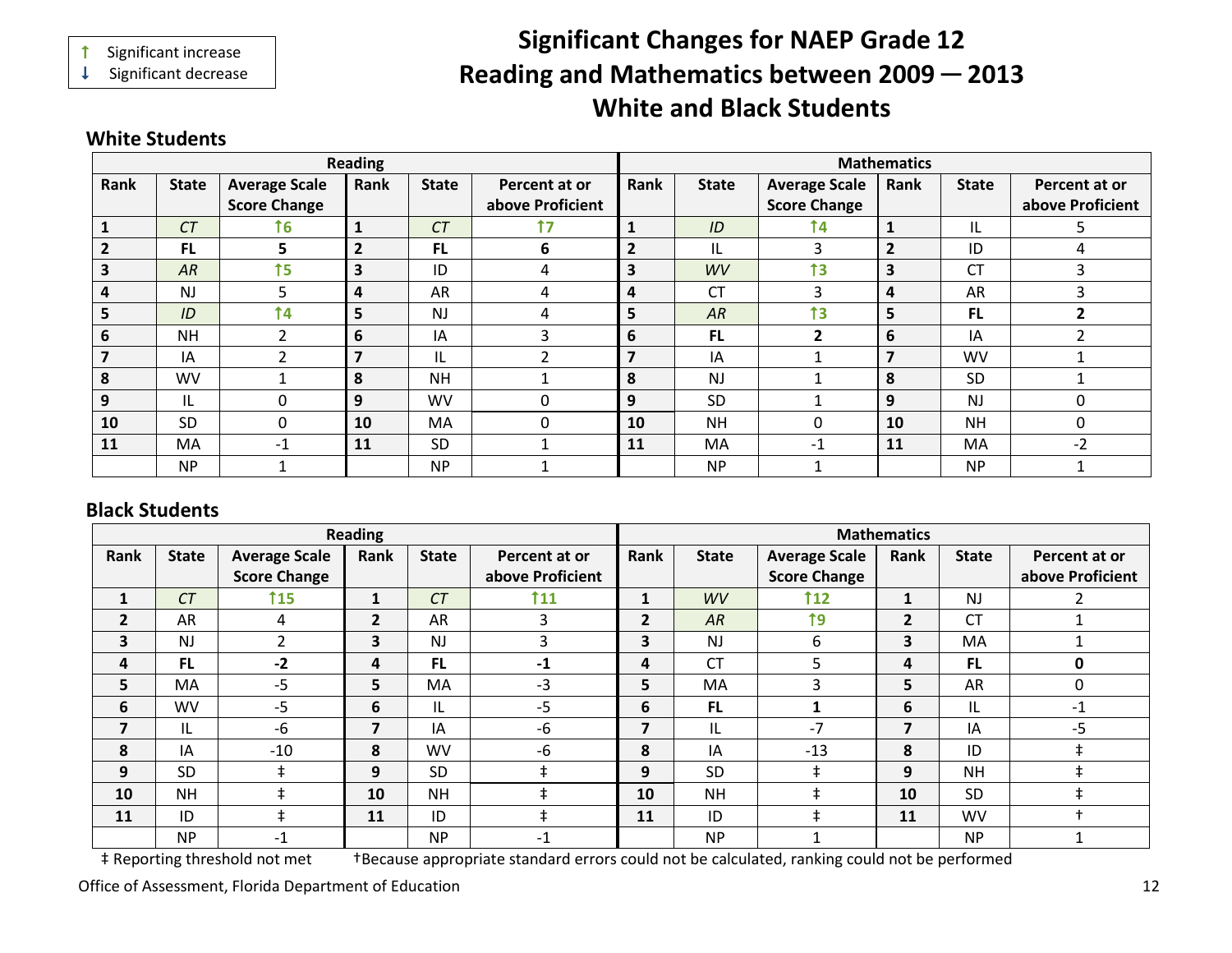↑ Significant increase
↓ Significant decrease

# Significant Changes for NAEP Grade 12 Reading and Mathematics between 2009 — 2013 White and Black Students

## White Students

| Reading | | | | | | Mathematics | | | | | |
|---|---|---|---|---|---|---|---|---|---|---|---|
| Rank | State | Average Scale Score Change | Rank | State | Percent at or above Proficient | Rank | State | Average Scale Score Change | Rank | State | Percent at or above Proficient |
| 1 | *CT* | ↑6 | 1 | *CT* | ↑7 | 1 | *ID* | ↑4 | 1 | IL | 5 |
| 2 | **FL** | **5** | 2 | **FL** | **6** | 2 | IL | 3 | 2 | ID | 4 |
| 3 | *AR* | ↑5 | 3 | ID | 4 | 3 | *WV* | ↑3 | 3 | CT | 3 |
| 4 | NJ | 5 | 4 | AR | 4 | 4 | CT | 3 | 4 | AR | 3 |
| 5 | *ID* | ↑4 | 5 | NJ | 4 | 5 | *AR* | ↑3 | 5 | **FL** | **2** |
| 6 | NH | 2 | 6 | IA | 3 | 6 | **FL** | **2** | 6 | IA | 2 |
| 7 | IA | 2 | 7 | IL | 2 | 7 | IA | 1 | 7 | WV | 1 |
| 8 | WV | 1 | 8 | NH | 1 | 8 | NJ | 1 | 8 | SD | 1 |
| 9 | IL | 0 | 9 | WV | 0 | 9 | SD | 1 | 9 | NJ | 0 |
| 10 | SD | 0 | 10 | MA | 0 | 10 | NH | 0 | 10 | NH | 0 |
| 11 | MA | -1 | 11 | SD | 1 | 11 | MA | -1 | 11 | MA | -2 |
| | NP | 1 | | NP | 1 | | NP | 1 | | NP | 1 |

## Black Students

| Reading | | | | | | Mathematics | | | | | |
|---|---|---|---|---|---|---|---|---|---|---|---|
| Rank | State | Average Scale Score Change | Rank | State | Percent at or above Proficient | Rank | State | Average Scale Score Change | Rank | State | Percent at or above Proficient |
| 1 | *CT* | ↑15 | 1 | *CT* | ↑11 | 1 | *WV* | ↑12 | 1 | NJ | 2 |
| 2 | AR | 4 | 2 | AR | 3 | 2 | *AR* | ↑9 | 2 | CT | 1 |
| 3 | NJ | 2 | 3 | NJ | 3 | 3 | NJ | 6 | 3 | MA | 1 |
| 4 | **FL** | **-2** | 4 | **FL** | **-1** | 4 | CT | 5 | 4 | **FL** | **0** |
| 5 | MA | -5 | 5 | MA | -3 | 5 | MA | 3 | 5 | AR | 0 |
| 6 | WV | -5 | 6 | IL | -5 | 6 | **FL** | **1** | 6 | IL | -1 |
| 7 | IL | -6 | 7 | IA | -6 | 7 | IL | -7 | 7 | IA | -5 |
| 8 | IA | -10 | 8 | WV | -6 | 8 | IA | -13 | 8 | ID | ‡ |
| 9 | SD | ‡ | 9 | SD | ‡ | 9 | SD | ‡ | 9 | NH | ‡ |
| 10 | NH | ‡ | 10 | NH | ‡ | 10 | NH | ‡ | 10 | SD | ‡ |
| 11 | ID | ‡ | 11 | ID | ‡ | 11 | ID | ‡ | 11 | WV | † |
| | NP | -1 | | NP | -1 | | NP | 1 | | NP | 1 |

‡ Reporting threshold not met †Because appropriate standard errors could not be calculated, ranking could not be performed

Office of Assessment, Florida Department of Education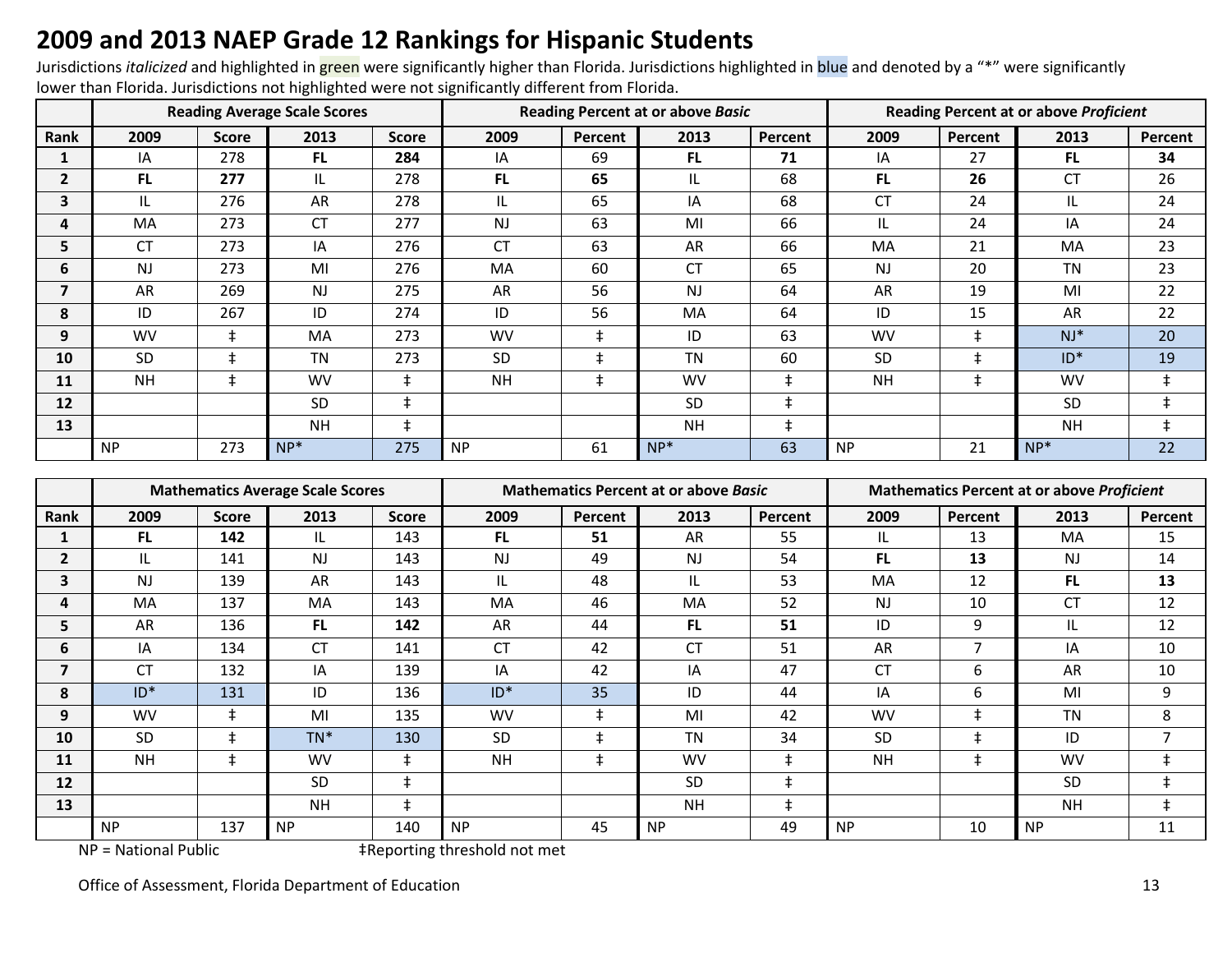# 2009 and 2013 NAEP Grade 12 Rankings for Hispanic Students

Jurisdictions *italicized* and highlighted in green were significantly higher than Florida. Jurisdictions highlighted in blue and denoted by a "*" were significantly lower than Florida. Jurisdictions not highlighted were not significantly different from Florida.

| | Reading Average Scale Scores | | | | Reading Percent at or above *Basic* | | | | Reading Percent at or above *Proficient* | | | |
|---|---|---|---|---|---|---|---|---|---|---|---|---|
| **Rank** | **2009** | **Score** | **2013** | **Score** | **2009** | **Percent** | **2013** | **Percent** | **2009** | **Percent** | **2013** | **Percent** |
| **1** | IA | 278 | **FL** | **284** | IA | 69 | **FL** | **71** | IA | 27 | **FL** | **34** |
| **2** | **FL** | **277** | IL | 278 | **FL** | **65** | IL | 68 | **FL** | **26** | CT | 26 |
| **3** | IL | 276 | AR | 278 | IL | 65 | IA | 68 | CT | 24 | IL | 24 |
| **4** | MA | 273 | CT | 277 | NJ | 63 | MI | 66 | IL | 24 | IA | 24 |
| **5** | CT | 273 | IA | 276 | CT | 63 | AR | 66 | MA | 21 | MA | 23 |
| **6** | NJ | 273 | MI | 276 | MA | 60 | CT | 65 | NJ | 20 | TN | 23 |
| **7** | AR | 269 | NJ | 275 | AR | 56 | NJ | 64 | AR | 19 | MI | 22 |
| **8** | ID | 267 | ID | 274 | ID | 56 | MA | 64 | ID | 15 | AR | 22 |
| **9** | WV | ‡ | MA | 273 | WV | ‡ | ID | 63 | WV | ‡ | NJ* | 20 |
| **10** | SD | ‡ | TN | 273 | SD | ‡ | TN | 60 | SD | ‡ | ID* | 19 |
| **11** | NH | ‡ | WV | ‡ | NH | ‡ | WV | ‡ | NH | ‡ | WV | ‡ |
| **12** | | | SD | ‡ | | | SD | ‡ | | | SD | ‡ |
| **13** | | | NH | ‡ | | | NH | ‡ | | | NH | ‡ |
| | NP | 273 | NP* | 275 | NP | 61 | NP* | 63 | NP | 21 | NP* | 22 |

| | Mathematics Average Scale Scores | | | | Mathematics Percent at or above *Basic* | | | | Mathematics Percent at or above *Proficient* | | | |
|---|---|---|---|---|---|---|---|---|---|---|---|---|
| **Rank** | **2009** | **Score** | **2013** | **Score** | **2009** | **Percent** | **2013** | **Percent** | **2009** | **Percent** | **2013** | **Percent** |
| **1** | **FL** | **142** | IL | 143 | **FL** | **51** | AR | 55 | IL | 13 | MA | 15 |
| **2** | IL | 141 | NJ | 143 | NJ | 49 | NJ | 54 | **FL** | **13** | NJ | 14 |
| **3** | NJ | 139 | AR | 143 | IL | 48 | IL | 53 | MA | 12 | **FL** | **13** |
| **4** | MA | 137 | MA | 143 | MA | 46 | MA | 52 | NJ | 10 | CT | 12 |
| **5** | AR | 136 | **FL** | **142** | AR | 44 | **FL** | **51** | ID | 9 | IL | 12 |
| **6** | IA | 134 | CT | 141 | CT | 42 | CT | 51 | AR | 7 | IA | 10 |
| **7** | CT | 132 | IA | 139 | IA | 42 | IA | 47 | CT | 6 | AR | 10 |
| **8** | ID* | 131 | ID | 136 | ID* | 35 | ID | 44 | IA | 6 | MI | 9 |
| **9** | WV | ‡ | MI | 135 | WV | ‡ | MI | 42 | WV | ‡ | TN | 8 |
| **10** | SD | ‡ | TN* | 130 | SD | ‡ | TN | 34 | SD | ‡ | ID | 7 |
| **11** | NH | ‡ | WV | ‡ | NH | ‡ | WV | ‡ | NH | ‡ | WV | ‡ |
| **12** | | | SD | ‡ | | | SD | ‡ | | | SD | ‡ |
| **13** | | | NH | ‡ | | | NH | ‡ | | | NH | ‡ |
| | NP | 137 | NP | 140 | NP | 45 | NP | 49 | NP | 10 | NP | 11 |

NP = National Public ‡Reporting threshold not met

Office of Assessment, Florida Department of Education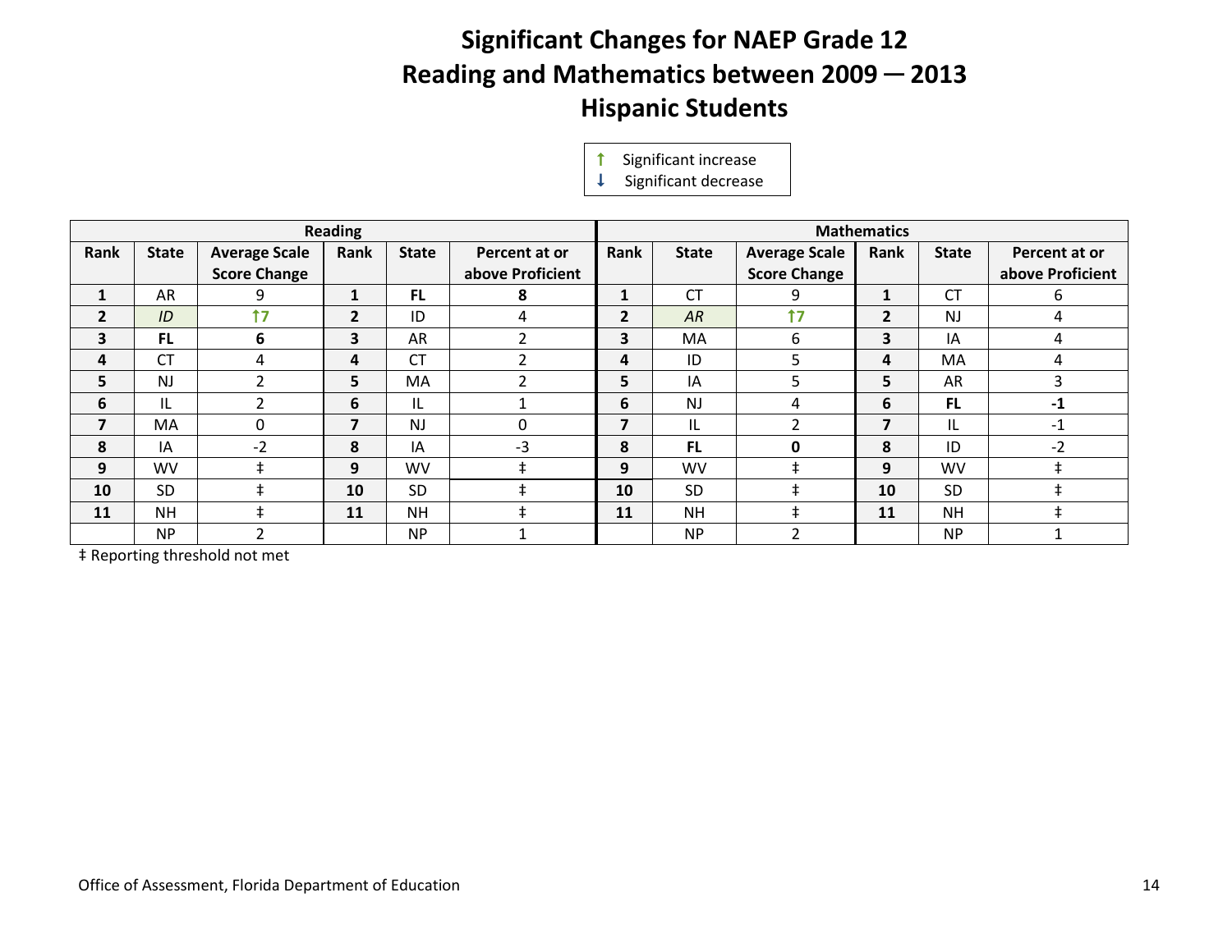# Significant Changes for NAEP Grade 12 Reading and Mathematics between 2009 — 2013 Hispanic Students

↑ Significant increase
↓ Significant decrease

| Reading | | | | | | Mathematics | | | | | |
|---|---|---|---|---|---|---|---|---|---|---|---|
| **Rank** | **State** | **Average Scale Score Change** | **Rank** | **State** | **Percent at or above Proficient** | **Rank** | **State** | **Average Scale Score Change** | **Rank** | **State** | **Percent at or above Proficient** |
| **1** | AR | 9 | **1** | **FL** | **8** | **1** | CT | 9 | **1** | CT | 6 |
| **2** | *ID* | ↑7 | **2** | ID | 4 | **2** | *AR* | ↑7 | **2** | NJ | 4 |
| **3** | **FL** | **6** | **3** | AR | 2 | **3** | MA | 6 | **3** | IA | 4 |
| **4** | CT | 4 | **4** | CT | 2 | **4** | ID | 5 | **4** | MA | 4 |
| **5** | NJ | 2 | **5** | MA | 2 | **5** | IA | 5 | **5** | AR | 3 |
| **6** | IL | 2 | **6** | IL | 1 | **6** | NJ | 4 | **6** | **FL** | **-1** |
| **7** | MA | 0 | **7** | NJ | 0 | **7** | IL | 2 | **7** | IL | -1 |
| **8** | IA | -2 | **8** | IA | -3 | **8** | **FL** | **0** | **8** | ID | -2 |
| **9** | WV | ‡ | **9** | WV | ‡ | **9** | WV | ‡ | **9** | WV | ‡ |
| **10** | SD | ‡ | **10** | SD | ‡ | **10** | SD | ‡ | **10** | SD | ‡ |
| **11** | NH | ‡ | **11** | NH | ‡ | **11** | NH | ‡ | **11** | NH | ‡ |
| | NP | 2 | | NP | 1 | | NP | 2 | | NP | 1 |

‡ Reporting threshold not met

Office of Assessment, Florida Department of Education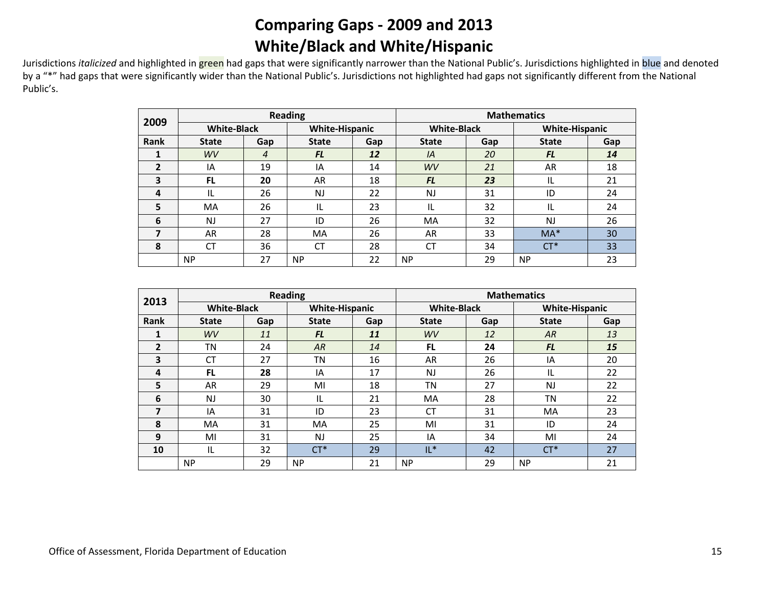# Comparing Gaps - 2009 and 2013

# White/Black and White/Hispanic

Jurisdictions *italicized* and highlighted in green had gaps that were significantly narrower than the National Public's. Jurisdictions highlighted in blue and denoted by a "*" had gaps that were significantly wider than the National Public's. Jurisdictions not highlighted had gaps not significantly different from the National Public's.

| 2009 | Reading | | | | Mathematics | | | |
|---|---|---|---|---|---|---|---|---|
| | White-Black | | White-Hispanic | | White-Black | | White-Hispanic | |
| Rank | State | Gap | State | Gap | State | Gap | State | Gap |
| 1 | *WV* | *4* | ***FL*** | ***12*** | *IA* | *20* | ***FL*** | ***14*** |
| 2 | IA | 19 | IA | 14 | *WV* | *21* | AR | 18 |
| 3 | **FL** | **20** | AR | 18 | ***FL*** | ***23*** | IL | 21 |
| 4 | IL | 26 | NJ | 22 | NJ | 31 | ID | 24 |
| 5 | MA | 26 | IL | 23 | IL | 32 | IL | 24 |
| 6 | NJ | 27 | ID | 26 | MA | 32 | NJ | 26 |
| 7 | AR | 28 | MA | 26 | AR | 33 | MA* | 30 |
| 8 | CT | 36 | CT | 28 | CT | 34 | CT* | 33 |
| | NP | 27 | NP | 22 | NP | 29 | NP | 23 |

| 2013 | Reading | | | | Mathematics | | | |
|---|---|---|---|---|---|---|---|---|
| | White-Black | | White-Hispanic | | White-Black | | White-Hispanic | |
| Rank | State | Gap | State | Gap | State | Gap | State | Gap |
| 1 | *WV* | *11* | ***FL*** | ***11*** | *WV* | *12* | *AR* | *13* |
| 2 | TN | 24 | *AR* | *14* | **FL** | **24** | ***FL*** | ***15*** |
| 3 | CT | 27 | TN | 16 | AR | 26 | IA | 20 |
| 4 | **FL** | **28** | IA | 17 | NJ | 26 | IL | 22 |
| 5 | AR | 29 | MI | 18 | TN | 27 | NJ | 22 |
| 6 | NJ | 30 | IL | 21 | MA | 28 | TN | 22 |
| 7 | IA | 31 | ID | 23 | CT | 31 | MA | 23 |
| 8 | MA | 31 | MA | 25 | MI | 31 | ID | 24 |
| 9 | MI | 31 | NJ | 25 | IA | 34 | MI | 24 |
| 10 | IL | 32 | CT* | 29 | IL* | 42 | CT* | 27 |
| | NP | 29 | NP | 21 | NP | 29 | NP | 21 |

Office of Assessment, Florida Department of Education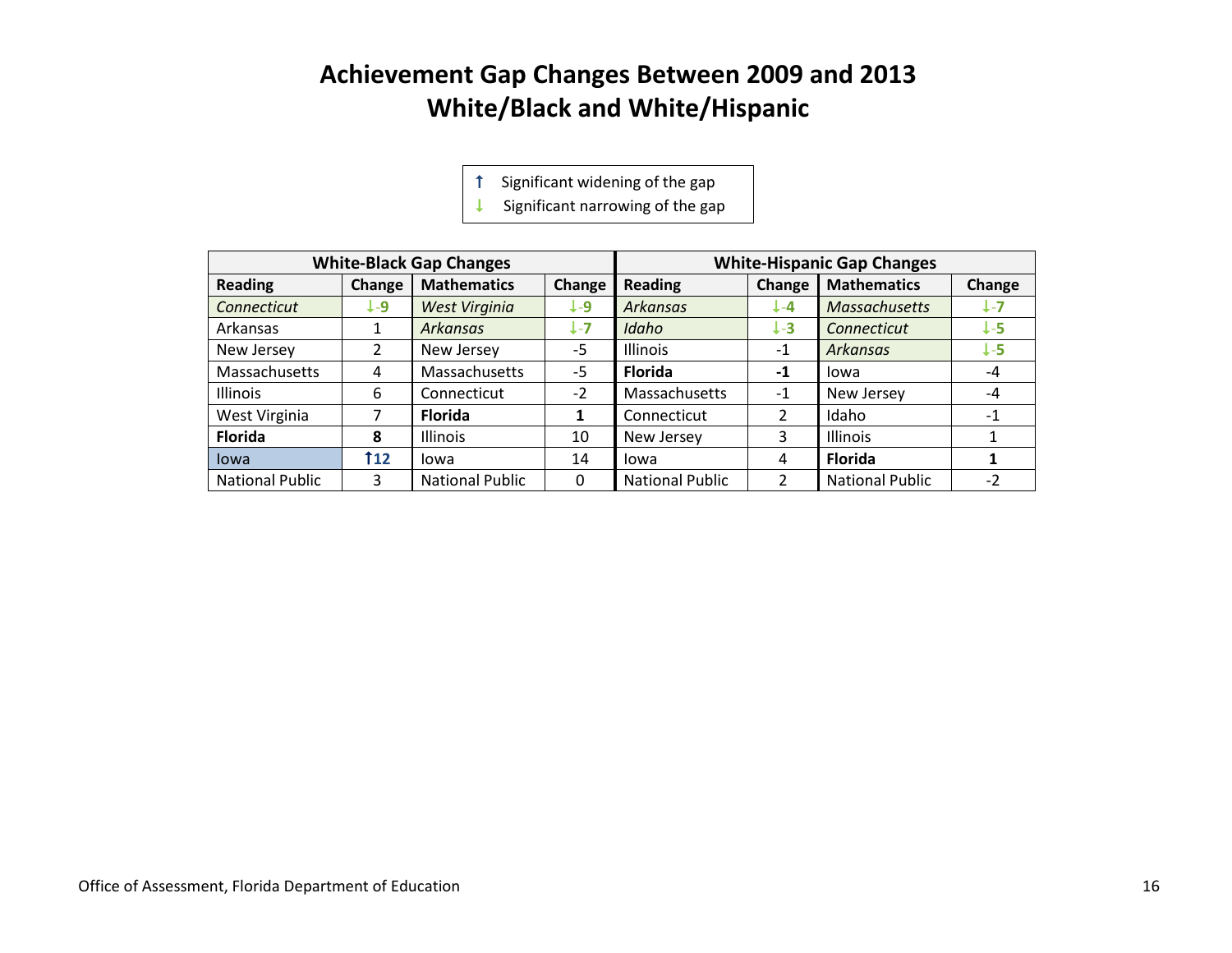# Achievement Gap Changes Between 2009 and 2013
## White/Black and White/Hispanic

↑ Significant widening of the gap
↓ Significant narrowing of the gap

| White-Black Gap Changes | | | | White-Hispanic Gap Changes | | | |
|---|---|---|---|---|---|---|---|
| **Reading** | **Change** | **Mathematics** | **Change** | **Reading** | **Change** | **Mathematics** | **Change** |
| *Connecticut* | **↓-9** | *West Virginia* | **↓-9** | *Arkansas* | **↓-4** | *Massachusetts* | **↓-7** |
| Arkansas | 1 | *Arkansas* | **↓-7** | *Idaho* | **↓-3** | *Connecticut* | **↓-5** |
| New Jersey | 2 | New Jersey | -5 | Illinois | -1 | *Arkansas* | **↓-5** |
| Massachusetts | 4 | Massachusetts | -5 | **Florida** | **-1** | Iowa | -4 |
| Illinois | 6 | Connecticut | -2 | Massachusetts | -1 | New Jersey | -4 |
| West Virginia | 7 | **Florida** | **1** | Connecticut | 2 | Idaho | -1 |
| **Florida** | **8** | Illinois | 10 | New Jersey | 3 | Illinois | 1 |
| Iowa | **↑12** | Iowa | 14 | Iowa | 4 | **Florida** | **1** |
| National Public | 3 | National Public | 0 | National Public | 2 | National Public | -2 |

Office of Assessment, Florida Department of Education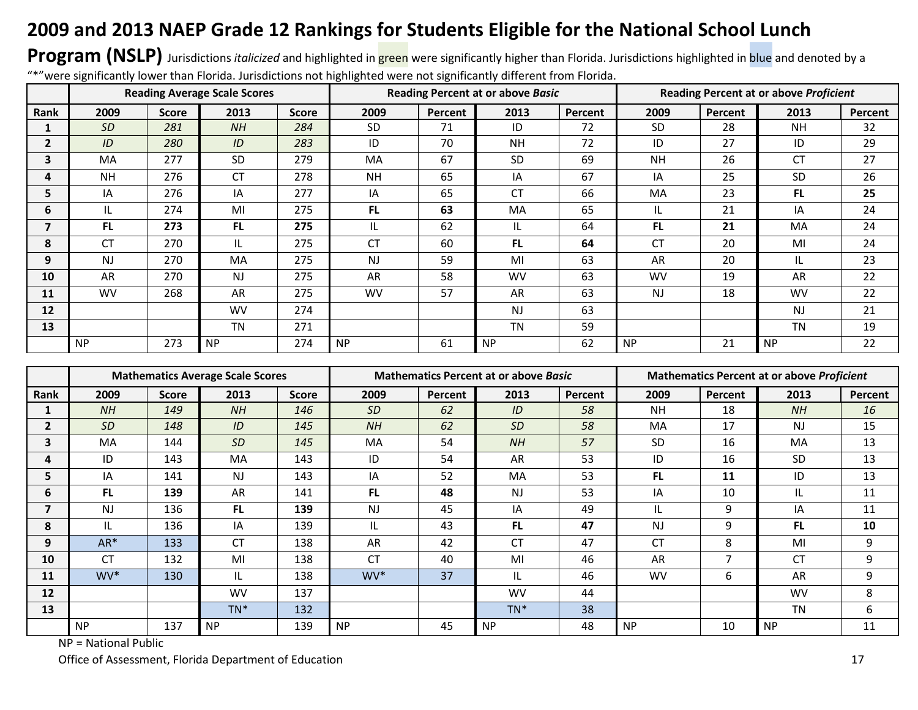# 2009 and 2013 NAEP Grade 12 Rankings for Students Eligible for the National School Lunch Program (NSLP)

Jurisdictions *italicized* and highlighted in green were significantly higher than Florida. Jurisdictions highlighted in blue and denoted by a "*"were significantly lower than Florida. Jurisdictions not highlighted were not significantly different from Florida.

| | Reading Average Scale Scores | | | | Reading Percent at or above *Basic* | | | | Reading Percent at or above *Proficient* | | | |
|---|---|---|---|---|---|---|---|---|---|---|---|---|
| **Rank** | **2009** | **Score** | **2013** | **Score** | **2009** | **Percent** | **2013** | **Percent** | **2009** | **Percent** | **2013** | **Percent** |
| **1** | *SD* | *281* | *NH* | *284* | SD | 71 | ID | 72 | SD | 28 | NH | 32 |
| **2** | *ID* | *280* | *ID* | *283* | ID | 70 | NH | 72 | ID | 27 | ID | 29 |
| **3** | MA | 277 | SD | 279 | MA | 67 | SD | 69 | NH | 26 | CT | 27 |
| **4** | NH | 276 | CT | 278 | NH | 65 | IA | 67 | IA | 25 | SD | 26 |
| **5** | IA | 276 | IA | 277 | IA | 65 | CT | 66 | MA | 23 | **FL** | **25** |
| **6** | IL | 274 | MI | 275 | **FL** | **63** | MA | 65 | IL | 21 | IA | 24 |
| **7** | **FL** | **273** | **FL** | **275** | IL | 62 | IL | 64 | **FL** | **21** | MA | 24 |
| **8** | CT | 270 | IL | 275 | CT | 60 | **FL** | **64** | CT | 20 | MI | 24 |
| **9** | NJ | 270 | MA | 275 | NJ | 59 | MI | 63 | AR | 20 | IL | 23 |
| **10** | AR | 270 | NJ | 275 | AR | 58 | WV | 63 | WV | 19 | AR | 22 |
| **11** | WV | 268 | AR | 275 | WV | 57 | AR | 63 | NJ | 18 | WV | 22 |
| **12** | | | WV | 274 | | | NJ | 63 | | | NJ | 21 |
| **13** | | | TN | 271 | | | TN | 59 | | | TN | 19 |
| | NP | 273 | NP | 274 | NP | 61 | NP | 62 | NP | 21 | NP | 22 |

| | Mathematics Average Scale Scores | | | | Mathematics Percent at or above *Basic* | | | | Mathematics Percent at or above *Proficient* | | | |
|---|---|---|---|---|---|---|---|---|---|---|---|---|
| **Rank** | **2009** | **Score** | **2013** | **Score** | **2009** | **Percent** | **2013** | **Percent** | **2009** | **Percent** | **2013** | **Percent** |
| **1** | *NH* | *149* | *NH* | *146* | *SD* | *62* | *ID* | *58* | NH | 18 | *NH* | *16* |
| **2** | *SD* | *148* | *ID* | *145* | *NH* | *62* | *SD* | *58* | MA | 17 | NJ | 15 |
| **3** | MA | 144 | *SD* | *145* | MA | 54 | *NH* | *57* | SD | 16 | MA | 13 |
| **4** | ID | 143 | MA | 143 | ID | 54 | AR | 53 | ID | 16 | SD | 13 |
| **5** | IA | 141 | NJ | 143 | IA | 52 | MA | 53 | **FL** | **11** | ID | 13 |
| **6** | **FL** | **139** | AR | 141 | **FL** | **48** | NJ | 53 | IA | 10 | IL | 11 |
| **7** | NJ | 136 | **FL** | **139** | NJ | 45 | IA | 49 | IL | 9 | IA | 11 |
| **8** | IL | 136 | IA | 139 | IL | 43 | **FL** | **47** | NJ | 9 | **FL** | **10** |
| **9** | AR* | 133 | CT | 138 | AR | 42 | CT | 47 | CT | 8 | MI | 9 |
| **10** | CT | 132 | MI | 138 | CT | 40 | MI | 46 | AR | 7 | CT | 9 |
| **11** | WV* | 130 | IL | 138 | WV* | 37 | IL | 46 | WV | 6 | AR | 9 |
| **12** | | | WV | 137 | | | WV | 44 | | | WV | 8 |
| **13** | | | TN* | 132 | | | TN* | 38 | | | TN | 6 |
| | NP | 137 | NP | 139 | NP | 45 | NP | 48 | NP | 10 | NP | 11 |

NP = National Public

Office of Assessment, Florida Department of Education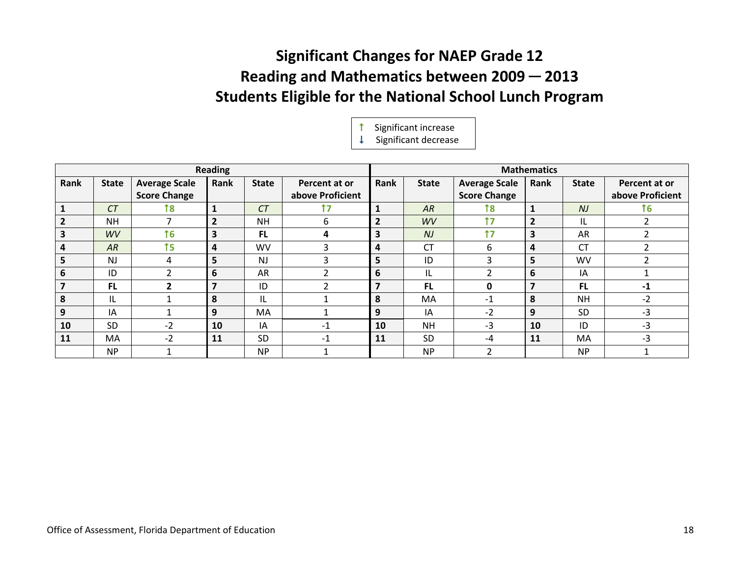# Significant Changes for NAEP Grade 12 Reading and Mathematics between 2009 — 2013 Students Eligible for the National School Lunch Program

↑ Significant increase
↓ Significant decrease

| Reading | | | | | | Mathematics | | | | | |
|---|---|---|---|---|---|---|---|---|---|---|---|
| **Rank** | **State** | **Average Scale Score Change** | **Rank** | **State** | **Percent at or above Proficient** | **Rank** | **State** | **Average Scale Score Change** | **Rank** | **State** | **Percent at or above Proficient** |
| **1** | *CT* | ↑8 | **1** | *CT* | ↑7 | **1** | *AR* | ↑8 | **1** | *NJ* | ↑6 |
| **2** | NH | 7 | **2** | NH | 6 | **2** | *WV* | ↑7 | **2** | IL | 2 |
| **3** | *WV* | ↑6 | **3** | **FL** | **4** | **3** | *NJ* | ↑7 | **3** | AR | 2 |
| **4** | *AR* | ↑5 | **4** | WV | 3 | **4** | CT | 6 | **4** | CT | 2 |
| **5** | NJ | 4 | **5** | NJ | 3 | **5** | ID | 3 | **5** | WV | 2 |
| **6** | ID | 2 | **6** | AR | 2 | **6** | IL | 2 | **6** | IA | 1 |
| **7** | **FL** | **2** | **7** | ID | 2 | **7** | **FL** | **0** | **7** | **FL** | **-1** |
| **8** | IL | 1 | **8** | IL | 1 | **8** | MA | -1 | **8** | NH | -2 |
| **9** | IA | 1 | **9** | MA | 1 | **9** | IA | -2 | **9** | SD | -3 |
| **10** | SD | -2 | **10** | IA | -1 | **10** | NH | -3 | **10** | ID | -3 |
| **11** | MA | -2 | **11** | SD | -1 | **11** | SD | -4 | **11** | MA | -3 |
| | NP | 1 | | NP | 1 | | NP | 2 | | NP | 1 |

Office of Assessment, Florida Department of Education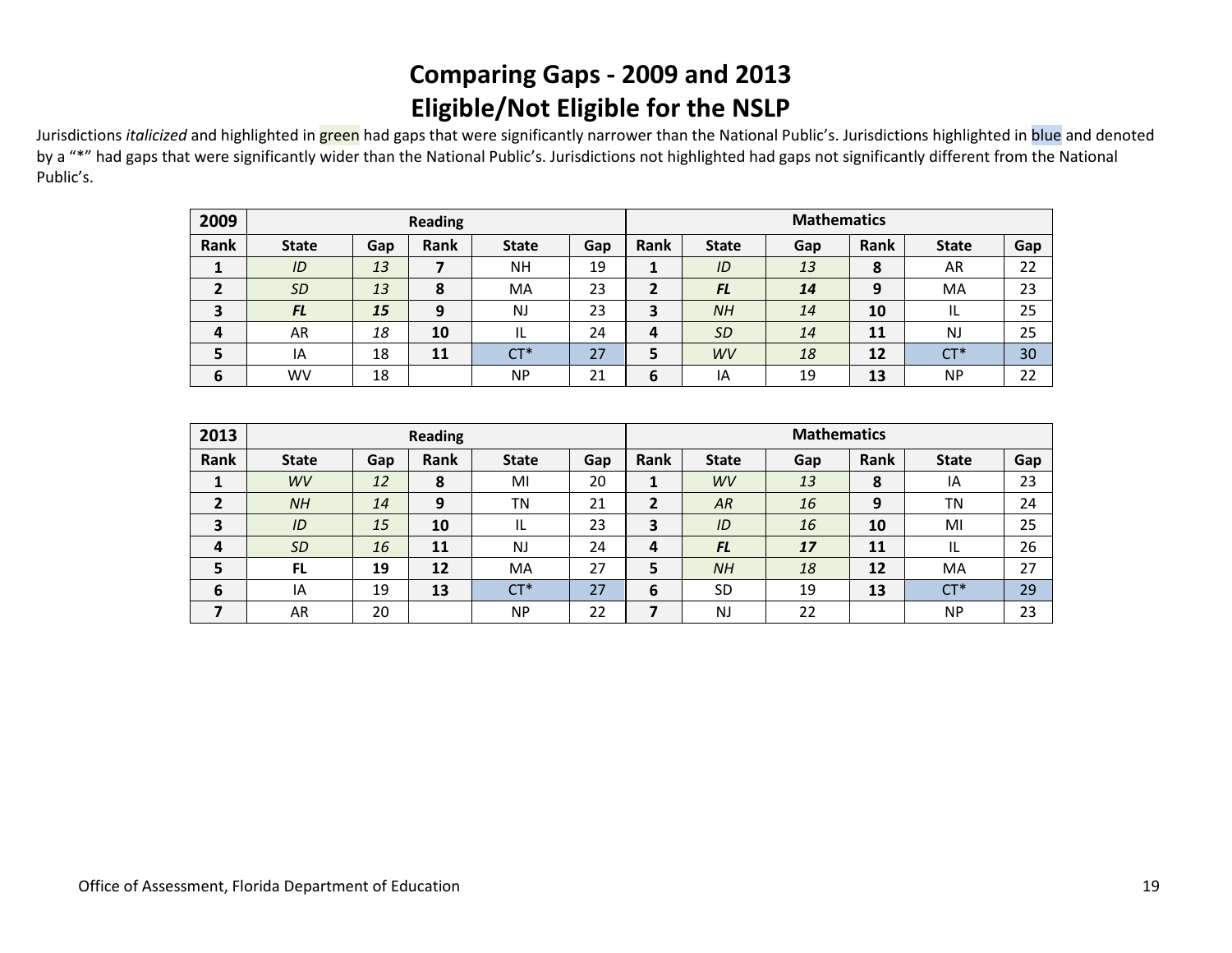# Comparing Gaps - 2009 and 2013
# Eligible/Not Eligible for the NSLP

Jurisdictions *italicized* and highlighted in green had gaps that were significantly narrower than the National Public's. Jurisdictions highlighted in blue and denoted by a "*" had gaps that were significantly wider than the National Public's. Jurisdictions not highlighted had gaps not significantly different from the National Public's.

| 2009 | Reading | | | | | Mathematics | | | | | |
|---|---|---|---|---|---|---|---|---|---|---|---|
| **Rank** | **State** | **Gap** | **Rank** | **State** | **Gap** | **Rank** | **State** | **Gap** | **Rank** | **State** | **Gap** |
| **1** | *ID* | *13* | **7** | NH | 19 | **1** | *ID* | *13* | **8** | AR | 22 |
| **2** | *SD* | *13* | **8** | MA | 23 | **2** | ***FL*** | ***14*** | **9** | MA | 23 |
| **3** | ***FL*** | ***15*** | **9** | NJ | 23 | **3** | *NH* | *14* | **10** | IL | 25 |
| **4** | AR | *18* | **10** | IL | 24 | **4** | *SD* | *14* | **11** | NJ | 25 |
| **5** | IA | 18 | **11** | CT* | 27 | **5** | *WV* | *18* | **12** | CT* | 30 |
| **6** | WV | 18 | | NP | 21 | **6** | IA | 19 | **13** | NP | 22 |

| 2013 | Reading | | | | | Mathematics | | | | | |
|---|---|---|---|---|---|---|---|---|---|---|---|
| **Rank** | **State** | **Gap** | **Rank** | **State** | **Gap** | **Rank** | **State** | **Gap** | **Rank** | **State** | **Gap** |
| **1** | *WV* | *12* | **8** | MI | 20 | **1** | *WV* | *13* | **8** | IA | 23 |
| **2** | *NH* | *14* | **9** | TN | 21 | **2** | *AR* | *16* | **9** | TN | 24 |
| **3** | *ID* | *15* | **10** | IL | 23 | **3** | *ID* | *16* | **10** | MI | 25 |
| **4** | *SD* | *16* | **11** | NJ | 24 | **4** | ***FL*** | ***17*** | **11** | IL | 26 |
| **5** | **FL** | **19** | **12** | MA | 27 | **5** | *NH* | *18* | **12** | MA | 27 |
| **6** | IA | 19 | **13** | CT* | 27 | **6** | SD | 19 | **13** | CT* | 29 |
| **7** | AR | 20 | | NP | 22 | **7** | NJ | 22 | | NP | 23 |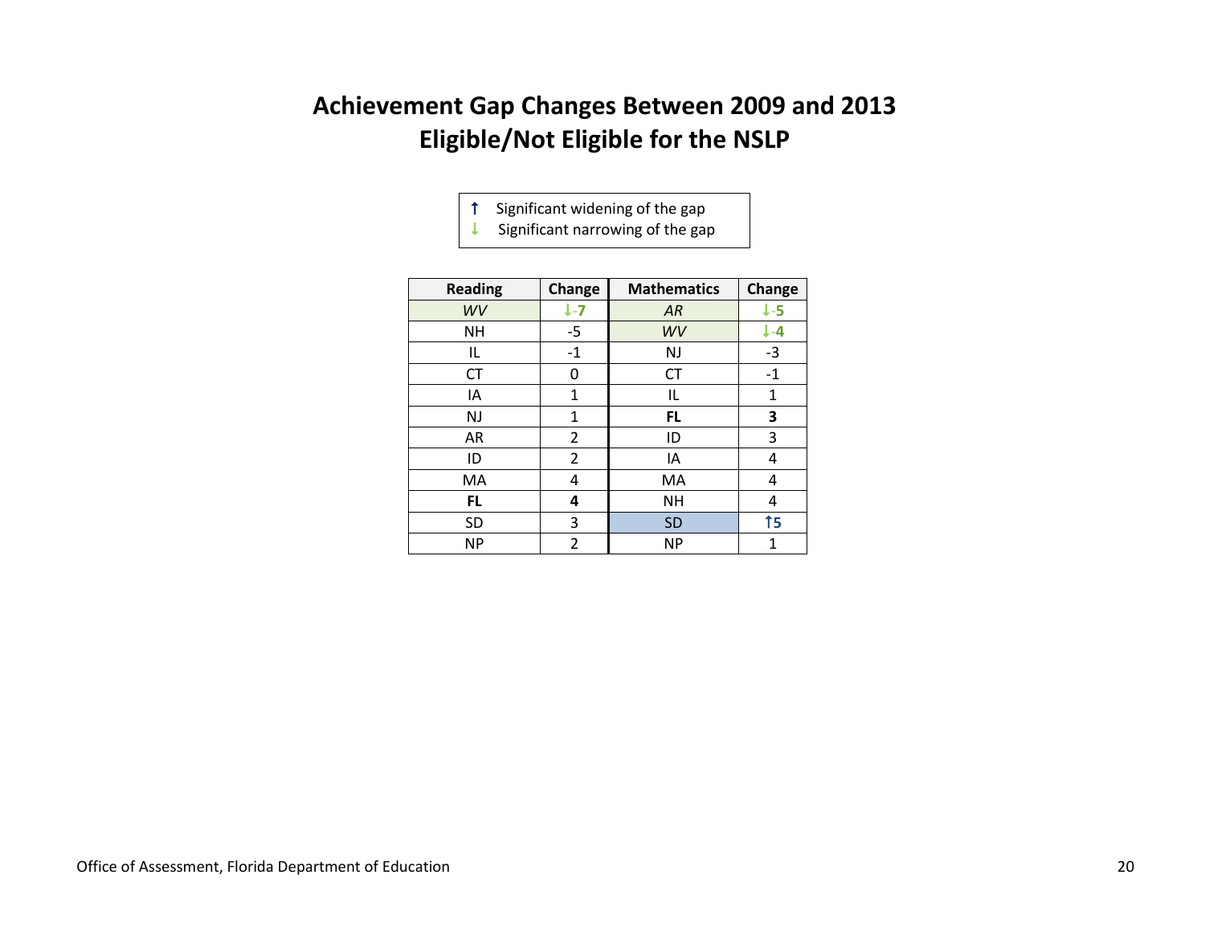# Achievement Gap Changes Between 2009 and 2013
# Eligible/Not Eligible for the NSLP

↑ Significant widening of the gap
↓ Significant narrowing of the gap

| Reading | Change | Mathematics | Change |
|---|---|---|---|
| *WV* | ↓-7 | *AR* | ↓-5 |
| NH | -5 | *WV* | ↓-4 |
| IL | -1 | NJ | -3 |
| CT | 0 | CT | -1 |
| IA | 1 | IL | 1 |
| NJ | 1 | **FL** | **3** |
| AR | 2 | ID | 3 |
| ID | 2 | IA | 4 |
| MA | 4 | MA | 4 |
| **FL** | **4** | NH | 4 |
| SD | 3 | SD | ↑5 |
| NP | 2 | NP | 1 |

Office of Assessment, Florida Department of Education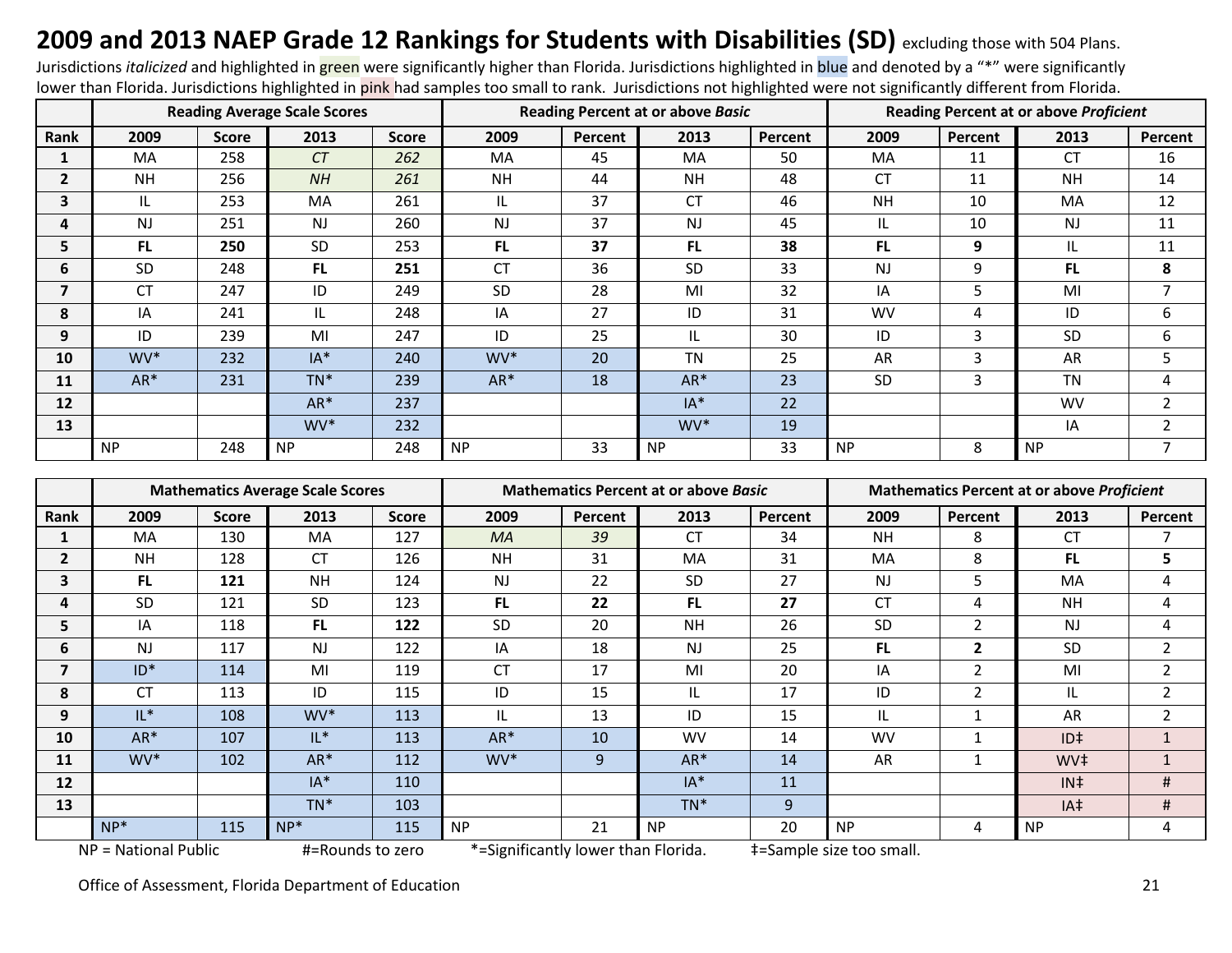## 2009 and 2013 NAEP Grade 12 Rankings for Students with Disabilities (SD) excluding those with 504 Plans.

Jurisdictions *italicized* and highlighted in green were significantly higher than Florida. Jurisdictions highlighted in blue and denoted by a "*" were significantly lower than Florida. Jurisdictions highlighted in pink had samples too small to rank. Jurisdictions not highlighted were not significantly different from Florida.

| | Reading Average Scale Scores | | | | Reading Percent at or above *Basic* | | | | Reading Percent at or above *Proficient* | | | |
|---|---|---|---|---|---|---|---|---|---|---|---|---|
| **Rank** | **2009** | **Score** | **2013** | **Score** | **2009** | **Percent** | **2013** | **Percent** | **2009** | **Percent** | **2013** | **Percent** |
| **1** | MA | 258 | *CT* | *262* | MA | 45 | MA | 50 | MA | 11 | CT | 16 |
| **2** | NH | 256 | *NH* | *261* | NH | 44 | NH | 48 | CT | 11 | NH | 14 |
| **3** | IL | 253 | MA | 261 | IL | 37 | CT | 46 | NH | 10 | MA | 12 |
| **4** | NJ | 251 | NJ | 260 | NJ | 37 | NJ | 45 | IL | 10 | NJ | 11 |
| **5** | **FL** | **250** | SD | 253 | **FL** | **37** | **FL** | **38** | **FL** | **9** | IL | 11 |
| **6** | SD | 248 | **FL** | **251** | CT | 36 | SD | 33 | NJ | 9 | **FL** | **8** |
| **7** | CT | 247 | ID | 249 | SD | 28 | MI | 32 | IA | 5 | MI | 7 |
| **8** | IA | 241 | IL | 248 | IA | 27 | ID | 31 | WV | 4 | ID | 6 |
| **9** | ID | 239 | MI | 247 | ID | 25 | IL | 30 | ID | 3 | SD | 6 |
| **10** | WV* | 232 | IA* | 240 | WV* | 20 | TN | 25 | AR | 3 | AR | 5 |
| **11** | AR* | 231 | TN* | 239 | AR* | 18 | AR* | 23 | SD | 3 | TN | 4 |
| **12** | | | AR* | 237 | | | IA* | 22 | | | WV | 2 |
| **13** | | | WV* | 232 | | | WV* | 19 | | | IA | 2 |
| | NP | 248 | NP | 248 | NP | 33 | NP | 33 | NP | 8 | NP | 7 |

| | Mathematics Average Scale Scores | | | | Mathematics Percent at or above *Basic* | | | | Mathematics Percent at or above *Proficient* | | | |
|---|---|---|---|---|---|---|---|---|---|---|---|---|
| **Rank** | **2009** | **Score** | **2013** | **Score** | **2009** | **Percent** | **2013** | **Percent** | **2009** | **Percent** | **2013** | **Percent** |
| **1** | MA | 130 | MA | 127 | *MA* | *39* | CT | 34 | NH | 8 | CT | 7 |
| **2** | NH | 128 | CT | 126 | NH | 31 | MA | 31 | MA | 8 | **FL** | **5** |
| **3** | **FL** | **121** | NH | 124 | NJ | 22 | SD | 27 | NJ | 5 | MA | 4 |
| **4** | SD | 121 | SD | 123 | **FL** | **22** | **FL** | **27** | CT | 4 | NH | 4 |
| **5** | IA | 118 | **FL** | **122** | SD | 20 | NH | 26 | SD | 2 | NJ | 4 |
| **6** | NJ | 117 | NJ | 122 | IA | 18 | NJ | 25 | **FL** | **2** | SD | 2 |
| **7** | ID* | 114 | MI | 119 | CT | 17 | MI | 20 | IA | 2 | MI | 2 |
| **8** | CT | 113 | ID | 115 | ID | 15 | IL | 17 | ID | 2 | IL | 2 |
| **9** | IL* | 108 | WV* | 113 | IL | 13 | ID | 15 | IL | 1 | AR | 2 |
| **10** | AR* | 107 | IL* | 113 | AR* | 10 | WV | 14 | WV | 1 | ID‡ | 1 |
| **11** | WV* | 102 | AR* | 112 | WV* | 9 | AR* | 14 | AR | 1 | WV‡ | 1 |
| **12** | | | IA* | 110 | | | IA* | 11 | | | IN‡ | # |
| **13** | | | TN* | 103 | | | TN* | 9 | | | IA‡ | # |
| | NP* | 115 | NP* | 115 | NP | 21 | NP | 20 | NP | 4 | NP | 4 |

NP = National Public  #=Rounds to zero  *=Significantly lower than Florida.  ‡=Sample size too small.

Office of Assessment, Florida Department of Education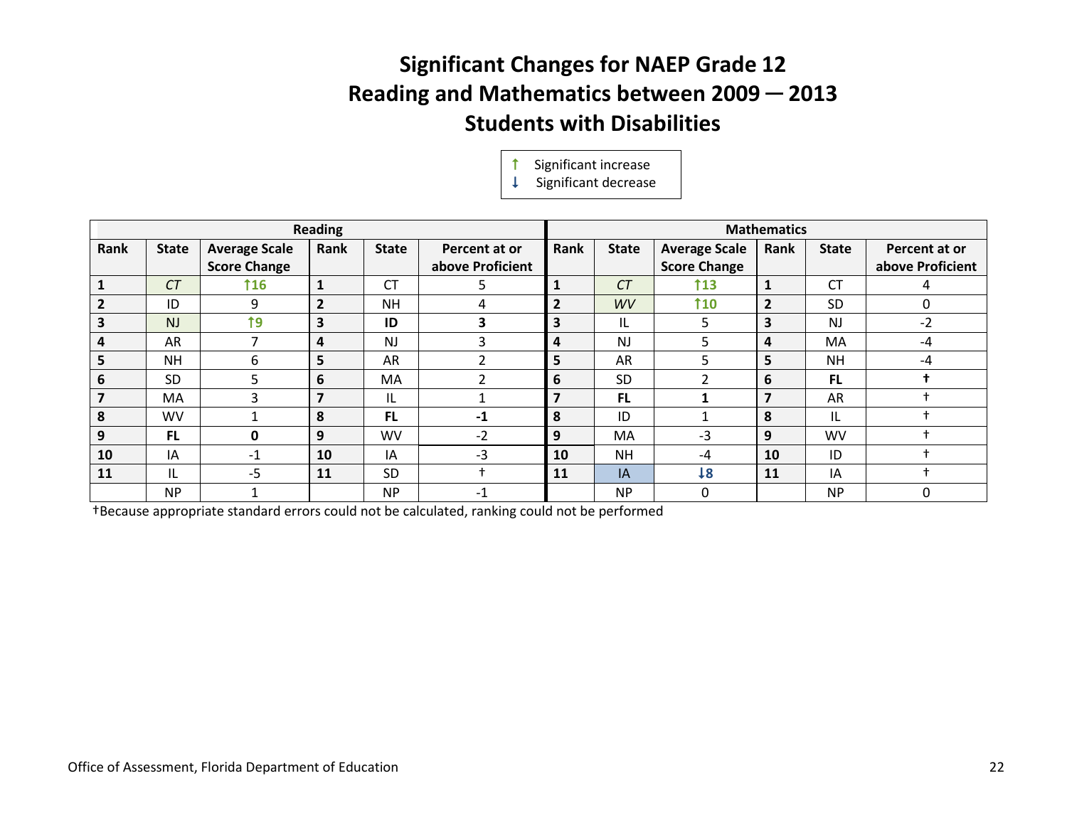# Significant Changes for NAEP Grade 12 Reading and Mathematics between 2009 — 2013 Students with Disabilities

↑ Significant increase
↓ Significant decrease

| Reading | | | | | | Mathematics | | | | | |
|---|---|---|---|---|---|---|---|---|---|---|---|
| Rank | State | Average Scale Score Change | Rank | State | Percent at or above Proficient | Rank | State | Average Scale Score Change | Rank | State | Percent at or above Proficient |
| **1** | *CT* | ↑16 | **1** | CT | 5 | **1** | *CT* | ↑13 | **1** | CT | 4 |
| **2** | ID | 9 | **2** | NH | 4 | **2** | *WV* | ↑10 | **2** | SD | 0 |
| **3** | NJ | ↑9 | **3** | **ID** | **3** | **3** | IL | 5 | **3** | NJ | -2 |
| **4** | AR | 7 | **4** | NJ | 3 | **4** | NJ | 5 | **4** | MA | -4 |
| **5** | NH | 6 | **5** | AR | 2 | **5** | AR | 5 | **5** | NH | -4 |
| **6** | SD | 5 | **6** | MA | 2 | **6** | SD | 2 | **6** | **FL** | **†** |
| **7** | MA | 3 | **7** | IL | 1 | **7** | **FL** | **1** | **7** | AR | † |
| **8** | WV | 1 | **8** | **FL** | **-1** | **8** | ID | 1 | **8** | IL | † |
| **9** | **FL** | **0** | **9** | WV | -2 | **9** | MA | -3 | **9** | WV | † |
| **10** | IA | -1 | **10** | IA | -3 | **10** | NH | -4 | **10** | ID | † |
| **11** | IL | -5 | **11** | SD | † | **11** | IA | ↓8 | **11** | IA | † |
| | NP | 1 | | NP | -1 | | NP | 0 | | NP | 0 |

†Because appropriate standard errors could not be calculated, ranking could not be performed

Office of Assessment, Florida Department of Education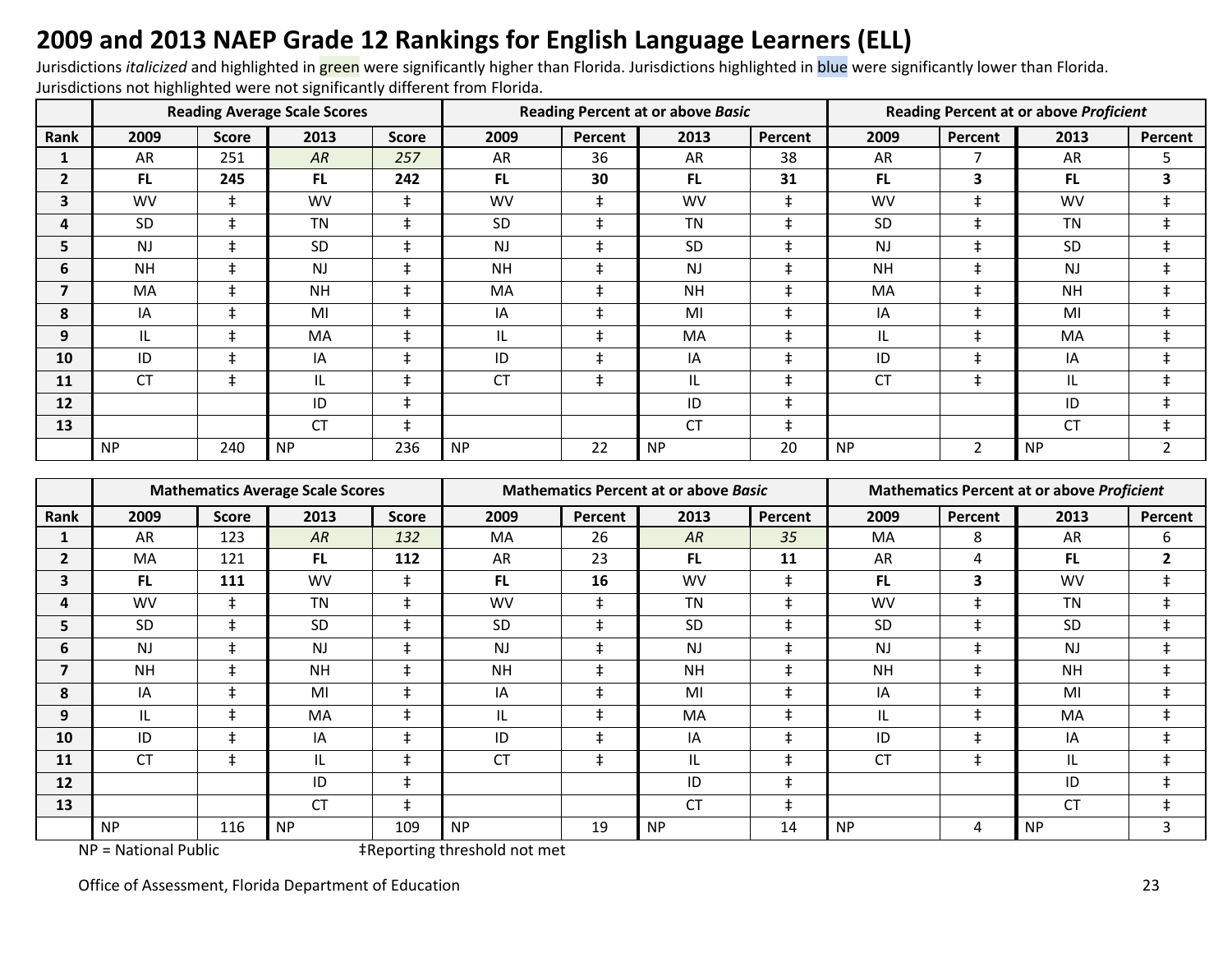# 2009 and 2013 NAEP Grade 12 Rankings for English Language Learners (ELL)

Jurisdictions *italicized* and highlighted in green were significantly higher than Florida. Jurisdictions highlighted in blue were significantly lower than Florida. Jurisdictions not highlighted were not significantly different from Florida.

| | Reading Average Scale Scores | | | | Reading Percent at or above *Basic* | | | | Reading Percent at or above *Proficient* | | | |
|---|---|---|---|---|---|---|---|---|---|---|---|---|
| **Rank** | **2009** | **Score** | **2013** | **Score** | **2009** | **Percent** | **2013** | **Percent** | **2009** | **Percent** | **2013** | **Percent** |
| **1** | AR | 251 | *AR* | *257* | AR | 36 | AR | 38 | AR | 7 | AR | 5 |
| **2** | **FL** | **245** | **FL** | **242** | **FL** | **30** | **FL** | **31** | **FL** | **3** | **FL** | **3** |
| **3** | WV | ‡ | WV | ‡ | WV | ‡ | WV | ‡ | WV | ‡ | WV | ‡ |
| **4** | SD | ‡ | TN | ‡ | SD | ‡ | TN | ‡ | SD | ‡ | TN | ‡ |
| **5** | NJ | ‡ | SD | ‡ | NJ | ‡ | SD | ‡ | NJ | ‡ | SD | ‡ |
| **6** | NH | ‡ | NJ | ‡ | NH | ‡ | NJ | ‡ | NH | ‡ | NJ | ‡ |
| **7** | MA | ‡ | NH | ‡ | MA | ‡ | NH | ‡ | MA | ‡ | NH | ‡ |
| **8** | IA | ‡ | MI | ‡ | IA | ‡ | MI | ‡ | IA | ‡ | MI | ‡ |
| **9** | IL | ‡ | MA | ‡ | IL | ‡ | MA | ‡ | IL | ‡ | MA | ‡ |
| **10** | ID | ‡ | IA | ‡ | ID | ‡ | IA | ‡ | ID | ‡ | IA | ‡ |
| **11** | CT | ‡ | IL | ‡ | CT | ‡ | IL | ‡ | CT | ‡ | IL | ‡ |
| **12** | | | ID | ‡ | | | ID | ‡ | | | ID | ‡ |
| **13** | | | CT | ‡ | | | CT | ‡ | | | CT | ‡ |
| | NP | 240 | NP | 236 | NP | 22 | NP | 20 | NP | 2 | NP | 2 |

| | Mathematics Average Scale Scores | | | | Mathematics Percent at or above *Basic* | | | | Mathematics Percent at or above *Proficient* | | | |
|---|---|---|---|---|---|---|---|---|---|---|---|---|
| **Rank** | **2009** | **Score** | **2013** | **Score** | **2009** | **Percent** | **2013** | **Percent** | **2009** | **Percent** | **2013** | **Percent** |
| **1** | AR | 123 | *AR* | *132* | MA | 26 | *AR* | *35* | MA | 8 | AR | 6 |
| **2** | MA | 121 | **FL** | **112** | AR | 23 | **FL** | **11** | AR | 4 | **FL** | **2** |
| **3** | **FL** | **111** | WV | ‡ | **FL** | **16** | WV | ‡ | **FL** | **3** | WV | ‡ |
| **4** | WV | ‡ | TN | ‡ | WV | ‡ | TN | ‡ | WV | ‡ | TN | ‡ |
| **5** | SD | ‡ | SD | ‡ | SD | ‡ | SD | ‡ | SD | ‡ | SD | ‡ |
| **6** | NJ | ‡ | NJ | ‡ | NJ | ‡ | NJ | ‡ | NJ | ‡ | NJ | ‡ |
| **7** | NH | ‡ | NH | ‡ | NH | ‡ | NH | ‡ | NH | ‡ | NH | ‡ |
| **8** | IA | ‡ | MI | ‡ | IA | ‡ | MI | ‡ | IA | ‡ | MI | ‡ |
| **9** | IL | ‡ | MA | ‡ | IL | ‡ | MA | ‡ | IL | ‡ | MA | ‡ |
| **10** | ID | ‡ | IA | ‡ | ID | ‡ | IA | ‡ | ID | ‡ | IA | ‡ |
| **11** | CT | ‡ | IL | ‡ | CT | ‡ | IL | ‡ | CT | ‡ | IL | ‡ |
| **12** | | | ID | ‡ | | | ID | ‡ | | | ID | ‡ |
| **13** | | | CT | ‡ | | | CT | ‡ | | | CT | ‡ |
| | NP | 116 | NP | 109 | NP | 19 | NP | 14 | NP | 4 | NP | 3 |

NP = National Public ‡Reporting threshold not met

Office of Assessment, Florida Department of Education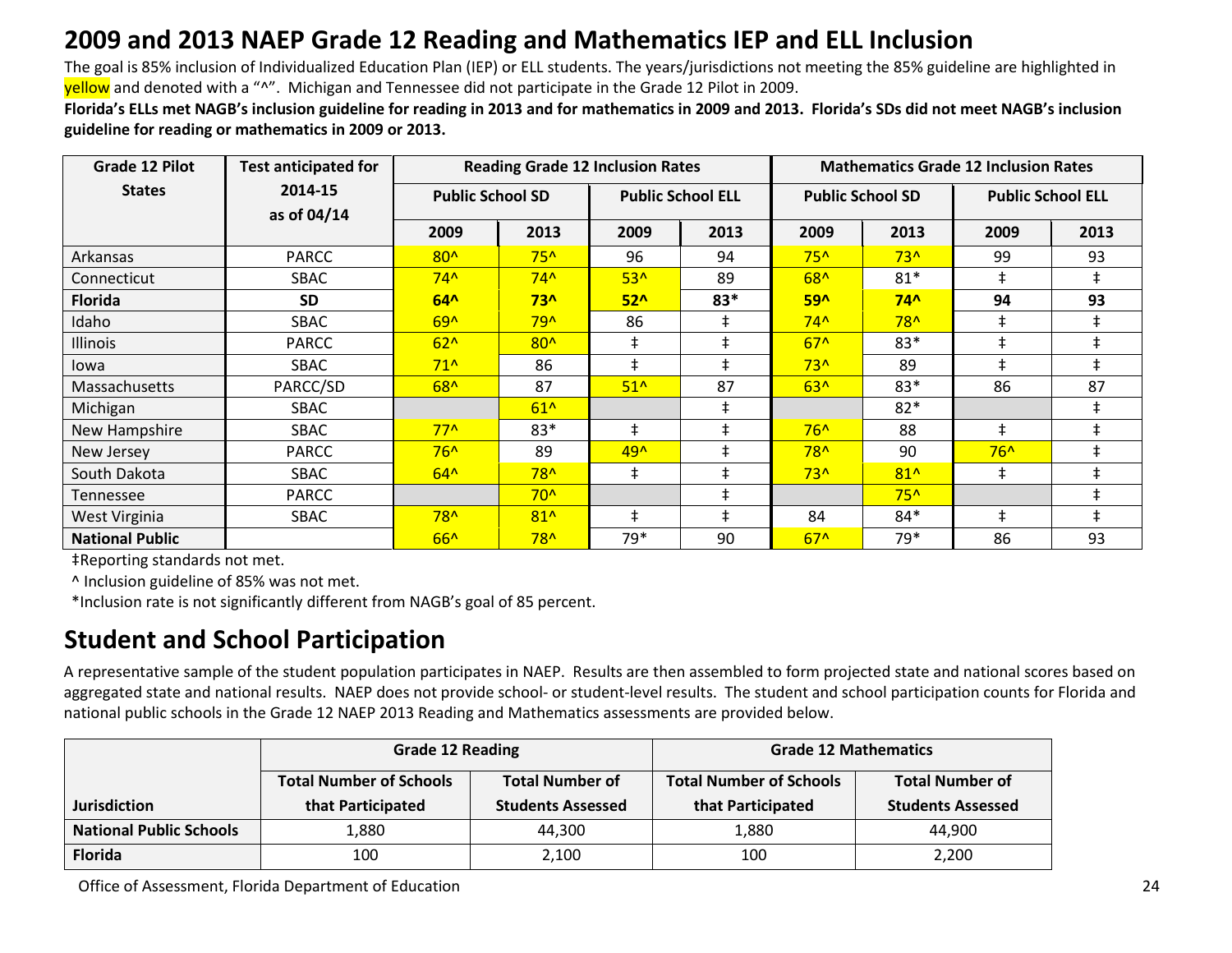## 2009 and 2013 NAEP Grade 12 Reading and Mathematics IEP and ELL Inclusion

The goal is 85% inclusion of Individualized Education Plan (IEP) or ELL students. The years/jurisdictions not meeting the 85% guideline are highlighted in yellow and denoted with a "^". Michigan and Tennessee did not participate in the Grade 12 Pilot in 2009.

**Florida's ELLs met NAGB's inclusion guideline for reading in 2013 and for mathematics in 2009 and 2013. Florida's SDs did not meet NAGB's inclusion guideline for reading or mathematics in 2009 or 2013.**

| Grade 12 Pilot States | Test anticipated for 2014-15 as of 04/14 | Reading Grade 12 Inclusion Rates | | | | Mathematics Grade 12 Inclusion Rates | | | |
|---|---|---|---|---|---|---|---|---|---|
| | | Public School SD | | Public School ELL | | Public School SD | | Public School ELL | |
| | | 2009 | 2013 | 2009 | 2013 | 2009 | 2013 | 2009 | 2013 |
| Arkansas | PARCC | 80^ | 75^ | 96 | 94 | 75^ | 73^ | 99 | 93 |
| Connecticut | SBAC | 74^ | 74^ | 53^ | 89 | 68^ | 81* | ‡ | ‡ |
| **Florida** | **SD** | **64^** | **73^** | **52^** | **83*** | **59^** | **74^** | **94** | **93** |
| Idaho | SBAC | 69^ | 79^ | 86 | ‡ | 74^ | 78^ | ‡ | ‡ |
| Illinois | PARCC | 62^ | 80^ | ‡ | ‡ | 67^ | 83* | ‡ | ‡ |
| Iowa | SBAC | 71^ | 86 | ‡ | ‡ | 73^ | 89 | ‡ | ‡ |
| Massachusetts | PARCC/SD | 68^ | 87 | 51^ | 87 | 63^ | 83* | 86 | 87 |
| Michigan | SBAC | | 61^ | | ‡ | | 82* | | ‡ |
| New Hampshire | SBAC | 77^ | 83* | ‡ | ‡ | 76^ | 88 | ‡ | ‡ |
| New Jersey | PARCC | 76^ | 89 | 49^ | ‡ | 78^ | 90 | 76^ | ‡ |
| South Dakota | SBAC | 64^ | 78^ | ‡ | ‡ | 73^ | 81^ | ‡ | ‡ |
| Tennessee | PARCC | | 70^ | | ‡ | | 75^ | | ‡ |
| West Virginia | SBAC | 78^ | 81^ | ‡ | ‡ | 84 | 84* | ‡ | ‡ |
| **National Public** | | 66^ | 78^ | 79* | 90 | 67^ | 79* | 86 | 93 |

‡Reporting standards not met.

^ Inclusion guideline of 85% was not met.

*Inclusion rate is not significantly different from NAGB's goal of 85 percent.

## Student and School Participation

A representative sample of the student population participates in NAEP. Results are then assembled to form projected state and national scores based on aggregated state and national results. NAEP does not provide school- or student-level results. The student and school participation counts for Florida and national public schools in the Grade 12 NAEP 2013 Reading and Mathematics assessments are provided below.

| Jurisdiction | Grade 12 Reading | | Grade 12 Mathematics | |
|---|---|---|---|---|
| | Total Number of Schools that Participated | Total Number of Students Assessed | Total Number of Schools that Participated | Total Number of Students Assessed |
| **National Public Schools** | 1,880 | 44,300 | 1,880 | 44,900 |
| **Florida** | 100 | 2,100 | 100 | 2,200 |

Office of Assessment, Florida Department of Education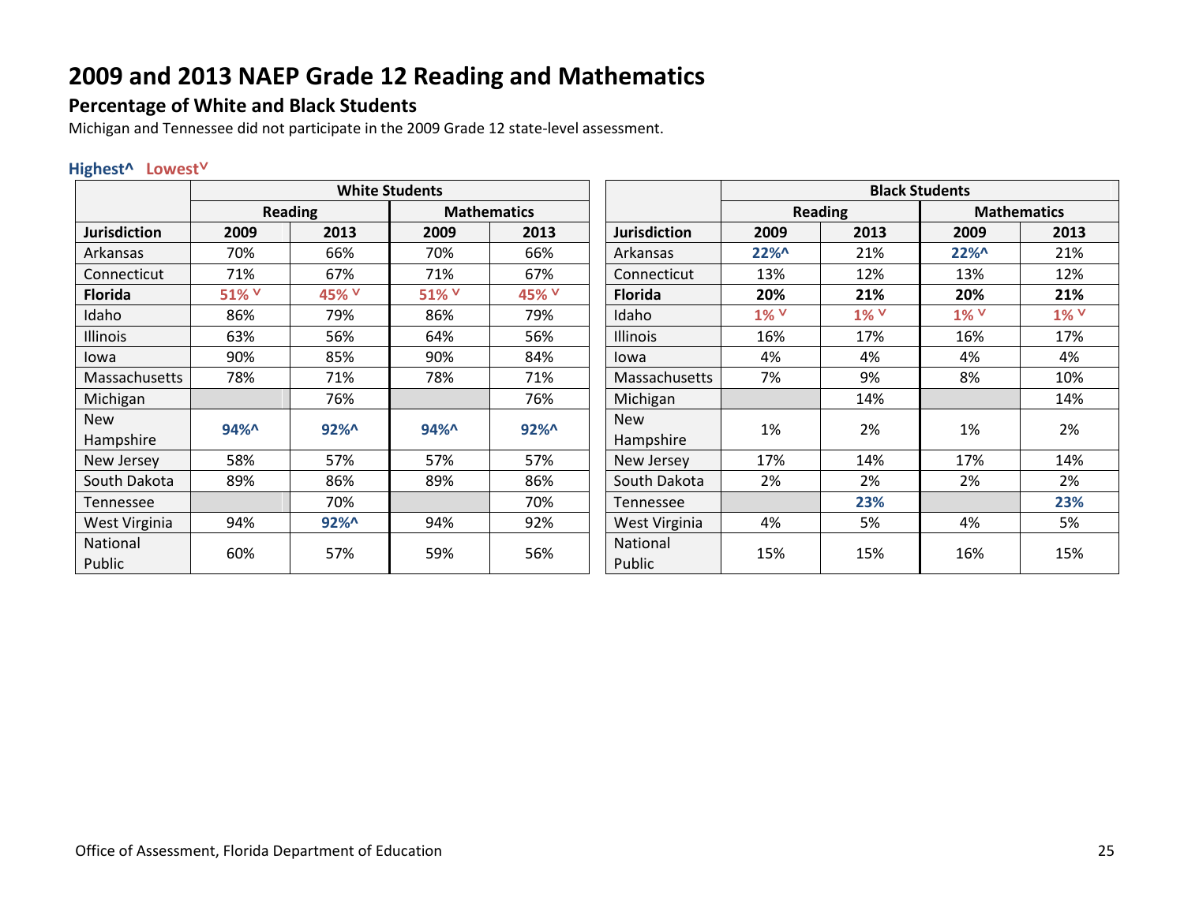# 2009 and 2013 NAEP Grade 12 Reading and Mathematics

## Percentage of White and Black Students

Michigan and Tennessee did not participate in the 2009 Grade 12 state-level assessment.

**Highest^ Lowest˅**

| | White Students | | | |
|---|---|---|---|---|
| | Reading | | Mathematics | |
| **Jurisdiction** | **2009** | **2013** | **2009** | **2013** |
| Arkansas | 70% | 66% | 70% | 66% |
| Connecticut | 71% | 67% | 71% | 67% |
| **Florida** | **51% ˅** | **45% ˅** | **51% ˅** | **45% ˅** |
| Idaho | 86% | 79% | 86% | 79% |
| Illinois | 63% | 56% | 64% | 56% |
| Iowa | 90% | 85% | 90% | 84% |
| Massachusetts | 78% | 71% | 78% | 71% |
| Michigan | | 76% | | 76% |
| New Hampshire | **94%^** | **92%^** | **94%^** | **92%^** |
| New Jersey | 58% | 57% | 57% | 57% |
| South Dakota | 89% | 86% | 89% | 86% |
| Tennessee | | 70% | | 70% |
| West Virginia | 94% | **92%^** | 94% | 92% |
| National Public | 60% | 57% | 59% | 56% |

| | Black Students | | | |
|---|---|---|---|---|
| | Reading | | Mathematics | |
| **Jurisdiction** | **2009** | **2013** | **2009** | **2013** |
| Arkansas | **22%^** | 21% | **22%^** | 21% |
| Connecticut | 13% | 12% | 13% | 12% |
| **Florida** | **20%** | **21%** | **20%** | **21%** |
| Idaho | **1% ˅** | **1% ˅** | **1% ˅** | **1% ˅** |
| Illinois | 16% | 17% | 16% | 17% |
| Iowa | 4% | 4% | 4% | 4% |
| Massachusetts | 7% | 9% | 8% | 10% |
| Michigan | | 14% | | 14% |
| New Hampshire | 1% | 2% | 1% | 2% |
| New Jersey | 17% | 14% | 17% | 14% |
| South Dakota | 2% | 2% | 2% | 2% |
| Tennessee | | **23%** | | **23%** |
| West Virginia | 4% | 5% | 4% | 5% |
| National Public | 15% | 15% | 16% | 15% |

Office of Assessment, Florida Department of Education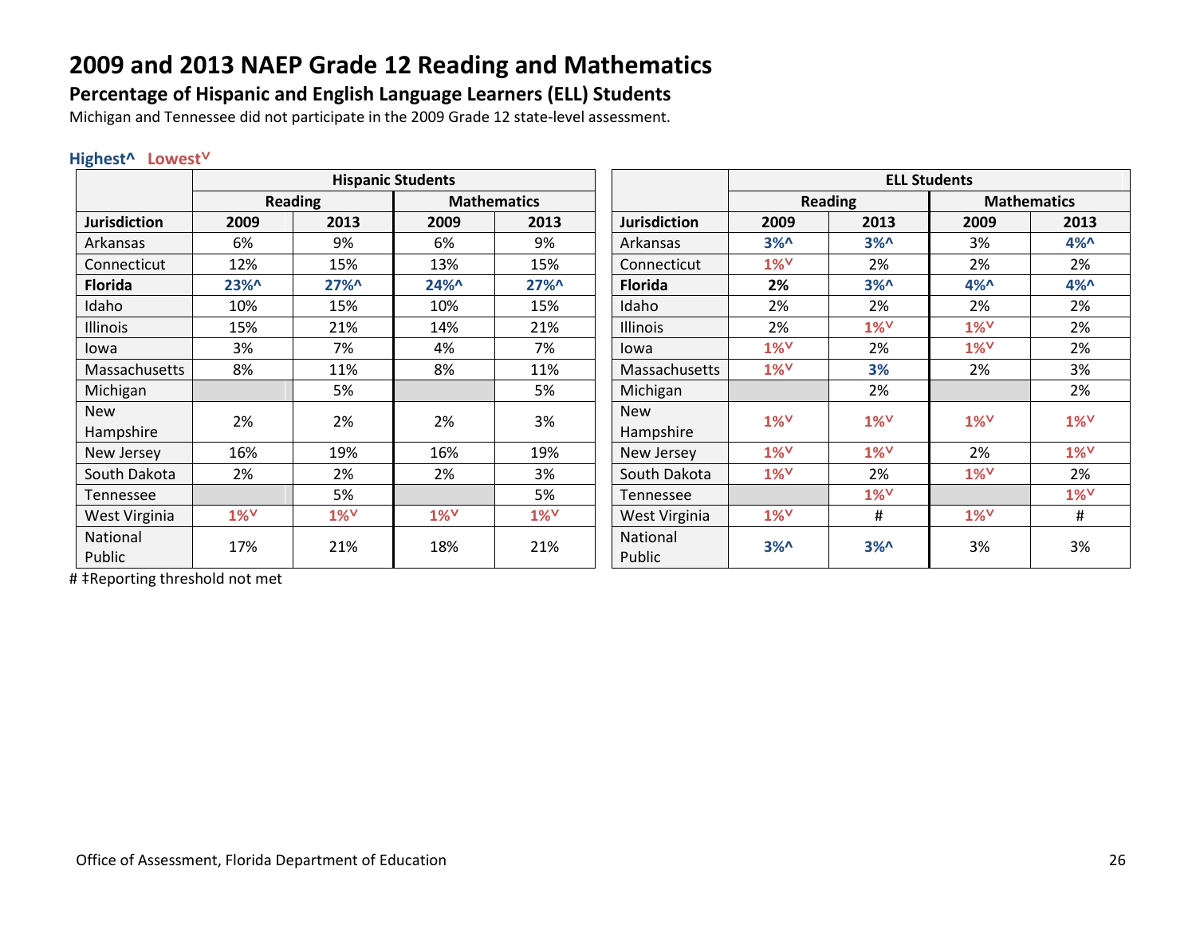# 2009 and 2013 NAEP Grade 12 Reading and Mathematics

## Percentage of Hispanic and English Language Learners (ELL) Students

Michigan and Tennessee did not participate in the 2009 Grade 12 state-level assessment.

**Highest^** **Lowest^v^**

| | Hispanic Students | | | |
|---|---|---|---|---|
| | Reading | | Mathematics | |
| **Jurisdiction** | **2009** | **2013** | **2009** | **2013** |
| Arkansas | 6% | 9% | 6% | 9% |
| Connecticut | 12% | 15% | 13% | 15% |
| **Florida** | **23%^** | **27%^** | **24%^** | **27%^** |
| Idaho | 10% | 15% | 10% | 15% |
| Illinois | 15% | 21% | 14% | 21% |
| Iowa | 3% | 7% | 4% | 7% |
| Massachusetts | 8% | 11% | 8% | 11% |
| Michigan | | 5% | | 5% |
| New Hampshire | 2% | 2% | 2% | 3% |
| New Jersey | 16% | 19% | 16% | 19% |
| South Dakota | 2% | 2% | 2% | 3% |
| Tennessee | | 5% | | 5% |
| West Virginia | **1%v** | **1%v** | **1%v** | **1%v** |
| National Public | 17% | 21% | 18% | 21% |

| | ELL Students | | | |
|---|---|---|---|---|
| | Reading | | Mathematics | |
| **Jurisdiction** | **2009** | **2013** | **2009** | **2013** |
| Arkansas | **3%^** | **3%^** | 3% | **4%^** |
| Connecticut | **1%v** | 2% | 2% | 2% |
| **Florida** | **2%** | **3%^** | **4%^** | **4%^** |
| Idaho | 2% | 2% | 2% | 2% |
| Illinois | 2% | **1%v** | **1%v** | 2% |
| Iowa | **1%v** | 2% | **1%v** | 2% |
| Massachusetts | **1%v** | **3%** | 2% | 3% |
| Michigan | | 2% | | 2% |
| New Hampshire | **1%v** | **1%v** | **1%v** | **1%v** |
| New Jersey | **1%v** | **1%v** | 2% | **1%v** |
| South Dakota | **1%v** | 2% | **1%v** | 2% |
| Tennessee | | **1%v** | | **1%v** |
| West Virginia | **1%v** | # | **1%v** | # |
| National Public | **3%^** | **3%^** | 3% | 3% |

# ‡Reporting threshold not met

Office of Assessment, Florida Department of Education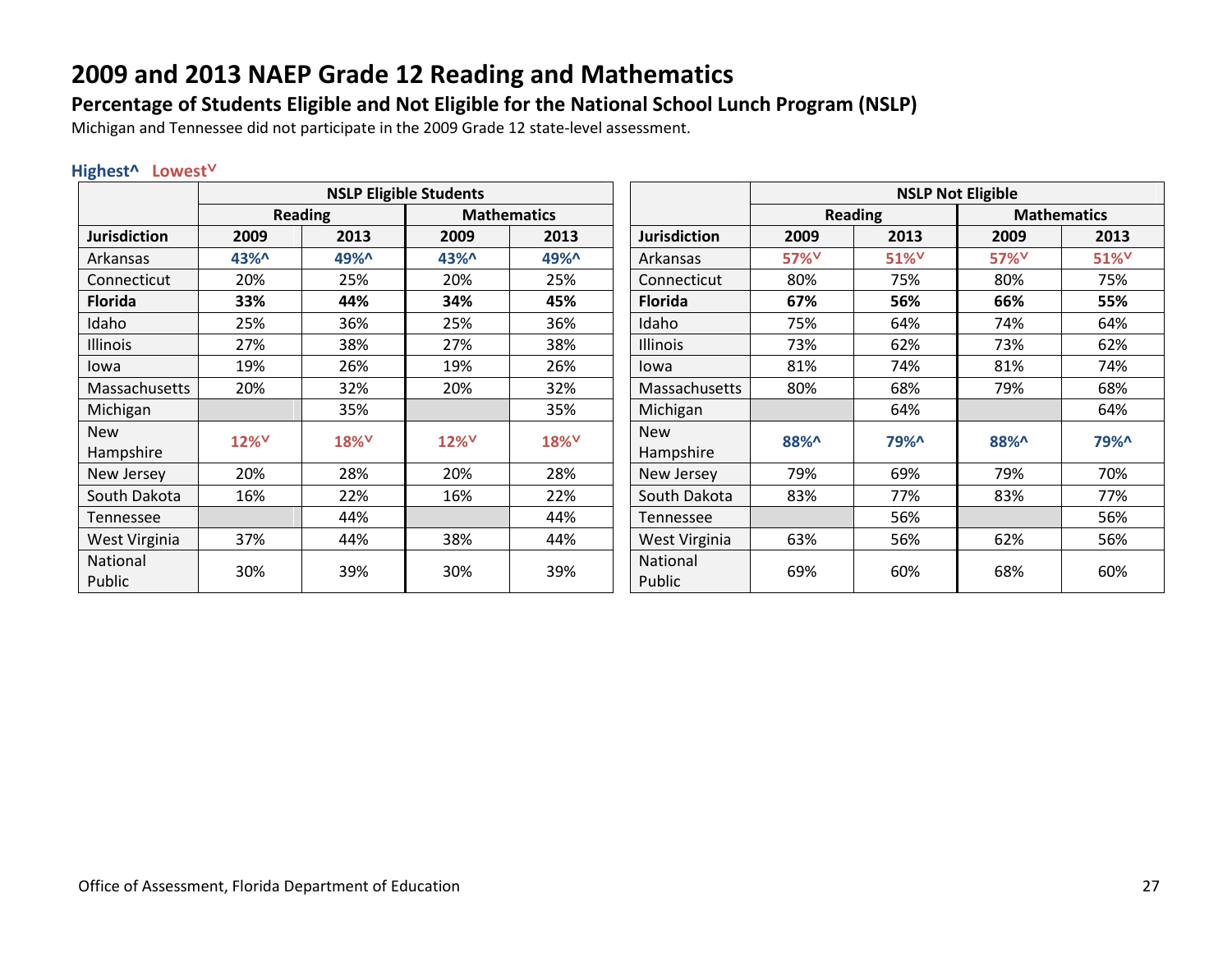# 2009 and 2013 NAEP Grade 12 Reading and Mathematics

## Percentage of Students Eligible and Not Eligible for the National School Lunch Program (NSLP)

Michigan and Tennessee did not participate in the 2009 Grade 12 state-level assessment.

**Highest^ Lowest^v^**

| | NSLP Eligible Students | | | |
|---|---|---|---|---|
| | Reading | | Mathematics | |
| **Jurisdiction** | **2009** | **2013** | **2009** | **2013** |
| Arkansas | **43%^** | **49%^** | **43%^** | **49%^** |
| Connecticut | 20% | 25% | 20% | 25% |
| **Florida** | **33%** | **44%** | **34%** | **45%** |
| Idaho | 25% | 36% | 25% | 36% |
| Illinois | 27% | 38% | 27% | 38% |
| Iowa | 19% | 26% | 19% | 26% |
| Massachusetts | 20% | 32% | 20% | 32% |
| Michigan | | 35% | | 35% |
| New Hampshire | **12%v** | **18%v** | **12%v** | **18%v** |
| New Jersey | 20% | 28% | 20% | 28% |
| South Dakota | 16% | 22% | 16% | 22% |
| Tennessee | | 44% | | 44% |
| West Virginia | 37% | 44% | 38% | 44% |
| National Public | 30% | 39% | 30% | 39% |

| | NSLP Not Eligible | | | |
|---|---|---|---|---|
| | Reading | | Mathematics | |
| **Jurisdiction** | **2009** | **2013** | **2009** | **2013** |
| Arkansas | **57%v** | **51%v** | **57%v** | **51%v** |
| Connecticut | 80% | 75% | 80% | 75% |
| **Florida** | **67%** | **56%** | **66%** | **55%** |
| Idaho | 75% | 64% | 74% | 64% |
| Illinois | 73% | 62% | 73% | 62% |
| Iowa | 81% | 74% | 81% | 74% |
| Massachusetts | 80% | 68% | 79% | 68% |
| Michigan | | 64% | | 64% |
| New Hampshire | **88%^** | **79%^** | **88%^** | **79%^** |
| New Jersey | 79% | 69% | 79% | 70% |
| South Dakota | 83% | 77% | 83% | 77% |
| Tennessee | | 56% | | 56% |
| West Virginia | 63% | 56% | 62% | 56% |
| National Public | 69% | 60% | 68% | 60% |

Office of Assessment, Florida Department of Education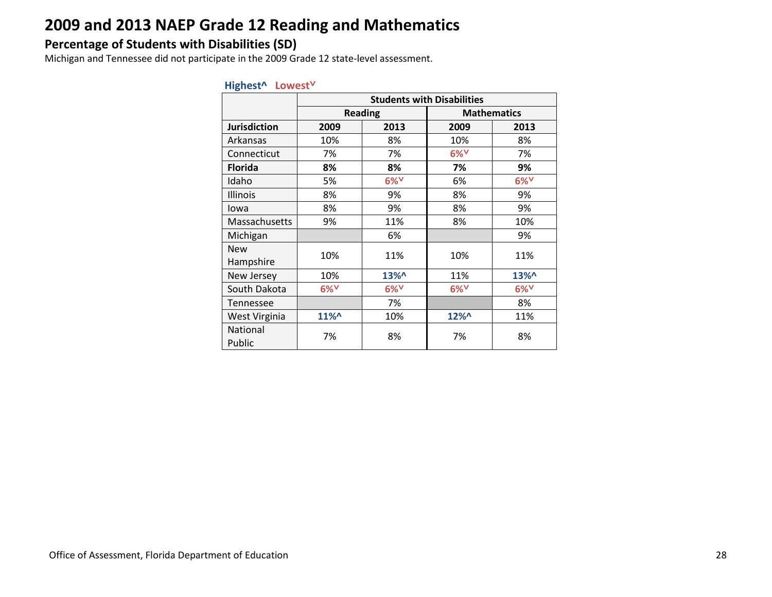# 2009 and 2013 NAEP Grade 12 Reading and Mathematics

## Percentage of Students with Disabilities (SD)

Michigan and Tennessee did not participate in the 2009 Grade 12 state-level assessment.

Highest^ Lowest˅

| | Students with Disabilities | | | |
|---|---|---|---|---|
| | Reading | | Mathematics | |
| **Jurisdiction** | **2009** | **2013** | **2009** | **2013** |
| Arkansas | 10% | 8% | 10% | 8% |
| Connecticut | 7% | 7% | 6%˅ | 7% |
| **Florida** | **8%** | **8%** | **7%** | **9%** |
| Idaho | 5% | 6%˅ | 6% | 6%˅ |
| Illinois | 8% | 9% | 8% | 9% |
| Iowa | 8% | 9% | 8% | 9% |
| Massachusetts | 9% | 11% | 8% | 10% |
| Michigan | | 6% | | 9% |
| New Hampshire | 10% | 11% | 10% | 11% |
| New Jersey | 10% | 13%^ | 11% | 13%^ |
| South Dakota | 6%˅ | 6%˅ | 6%˅ | 6%˅ |
| Tennessee | | 7% | | 8% |
| West Virginia | 11%^ | 10% | 12%^ | 11% |
| National Public | 7% | 8% | 7% | 8% |

Office of Assessment, Florida Department of Education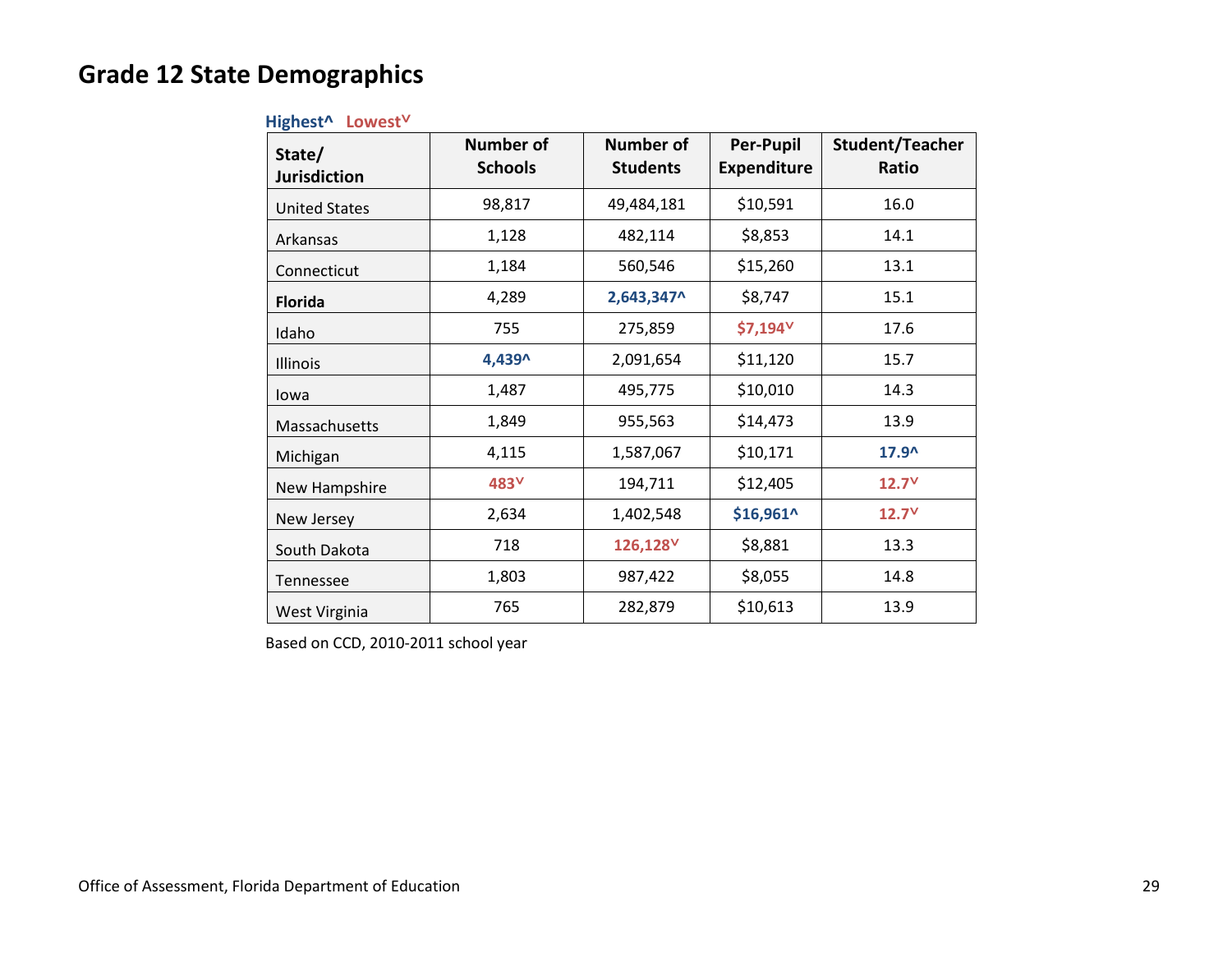# Grade 12 State Demographics

**Highest^** **Lowest˅**

| State/ Jurisdiction | Number of Schools | Number of Students | Per-Pupil Expenditure | Student/Teacher Ratio |
|---|---|---|---|---|
| United States | 98,817 | 49,484,181 | $10,591 | 16.0 |
| Arkansas | 1,128 | 482,114 | $8,853 | 14.1 |
| Connecticut | 1,184 | 560,546 | $15,260 | 13.1 |
| **Florida** | 4,289 | **2,643,347^** | $8,747 | 15.1 |
| Idaho | 755 | 275,859 | **$7,194˅** | 17.6 |
| Illinois | **4,439^** | 2,091,654 | $11,120 | 15.7 |
| Iowa | 1,487 | 495,775 | $10,010 | 14.3 |
| Massachusetts | 1,849 | 955,563 | $14,473 | 13.9 |
| Michigan | 4,115 | 1,587,067 | $10,171 | **17.9^** |
| New Hampshire | **483˅** | 194,711 | $12,405 | **12.7˅** |
| New Jersey | 2,634 | 1,402,548 | **$16,961^** | **12.7˅** |
| South Dakota | 718 | **126,128˅** | $8,881 | 13.3 |
| Tennessee | 1,803 | 987,422 | $8,055 | 14.8 |
| West Virginia | 765 | 282,879 | $10,613 | 13.9 |

Based on CCD, 2010-2011 school year

Office of Assessment, Florida Department of Education